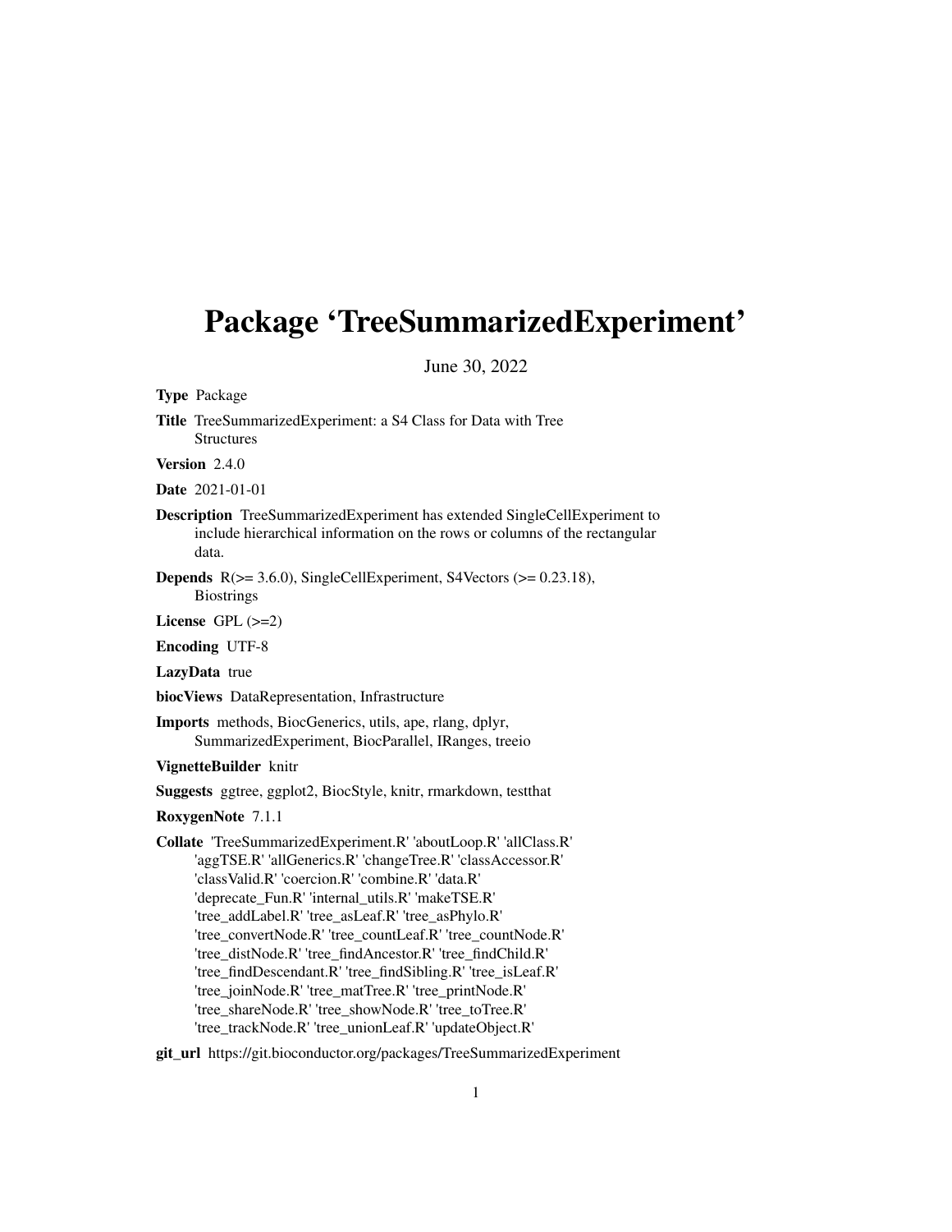# Package 'TreeSummarizedExperiment'

June 30, 2022

**Type** Package

**Title** TreeSummarizedExperiment: a S4 Class for Data with Tree Structures

**Version** 2.4.0

**Date** 2021-01-01

**Description** TreeSummarizedExperiment has extended SingleCellExperiment to include hierarchical information on the rows or columns of the rectangular data.

**Depends** R(>= 3.6.0), SingleCellExperiment, S4Vectors (>= 0.23.18), Biostrings

**License** GPL (>=2)

**Encoding** UTF-8

**LazyData** true

**biocViews** DataRepresentation, Infrastructure

**Imports** methods, BiocGenerics, utils, ape, rlang, dplyr, SummarizedExperiment, BiocParallel, IRanges, treeio

**VignetteBuilder** knitr

**Suggests** ggtree, ggplot2, BiocStyle, knitr, rmarkdown, testthat

**RoxygenNote** 7.1.1

**Collate** 'TreeSummarizedExperiment.R' 'aboutLoop.R' 'allClass.R' 'aggTSE.R' 'allGenerics.R' 'changeTree.R' 'classAccessor.R' 'classValid.R' 'coercion.R' 'combine.R' 'data.R' 'deprecate_Fun.R' 'internal_utils.R' 'makeTSE.R' 'tree_addLabel.R' 'tree_asLeaf.R' 'tree_asPhylo.R' 'tree_convertNode.R' 'tree_countLeaf.R' 'tree_countNode.R' 'tree_distNode.R' 'tree_findAncestor.R' 'tree_findChild.R' 'tree_findDescendant.R' 'tree_findSibling.R' 'tree_isLeaf.R' 'tree_joinNode.R' 'tree_matTree.R' 'tree_printNode.R' 'tree_shareNode.R' 'tree_showNode.R' 'tree_toTree.R' 'tree_trackNode.R' 'tree_unionLeaf.R' 'updateObject.R'

**git_url** https://git.bioconductor.org/packages/TreeSummarizedExperiment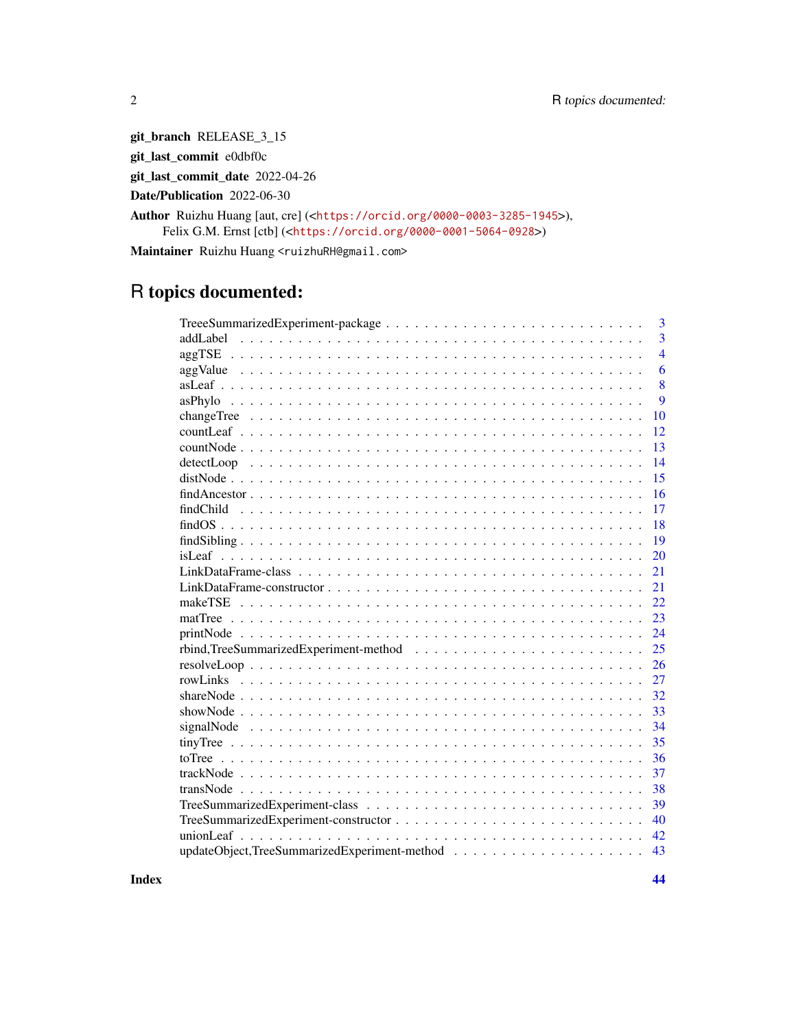**git_branch** RELEASE_3_15

**git_last_commit** e0dbf0c

**git_last_commit_date** 2022-04-26

**Date/Publication** 2022-06-30

**Author** Ruizhu Huang [aut, cre] (<https://orcid.org/0000-0003-3285-1945>), Felix G.M. Ernst [ctb] (<https://orcid.org/0000-0001-5064-0928>)

**Maintainer** Ruizhu Huang <ruizhuRH@gmail.com>

# R topics documented:

| | |
|---|---|
| TreeeSummarizedExperiment-package | 3 |
| addLabel | 3 |
| aggTSE | 4 |
| aggValue | 6 |
| asLeaf | 8 |
| asPhylo | 9 |
| changeTree | 10 |
| countLeaf | 12 |
| countNode | 13 |
| detectLoop | 14 |
| distNode | 15 |
| findAncestor | 16 |
| findChild | 17 |
| findOS | 18 |
| findSibling | 19 |
| isLeaf | 20 |
| LinkDataFrame-class | 21 |
| LinkDataFrame-constructor | 21 |
| makeTSE | 22 |
| matTree | 23 |
| printNode | 24 |
| rbind,TreeSummarizedExperiment-method | 25 |
| resolveLoop | 26 |
| rowLinks | 27 |
| shareNode | 32 |
| showNode | 33 |
| signalNode | 34 |
| tinyTree | 35 |
| toTree | 36 |
| trackNode | 37 |
| transNode | 38 |
| TreeSummarizedExperiment-class | 39 |
| TreeSummarizedExperiment-constructor | 40 |
| unionLeaf | 42 |
| updateObject,TreeSummarizedExperiment-method | 43 |
| **Index** | **44** |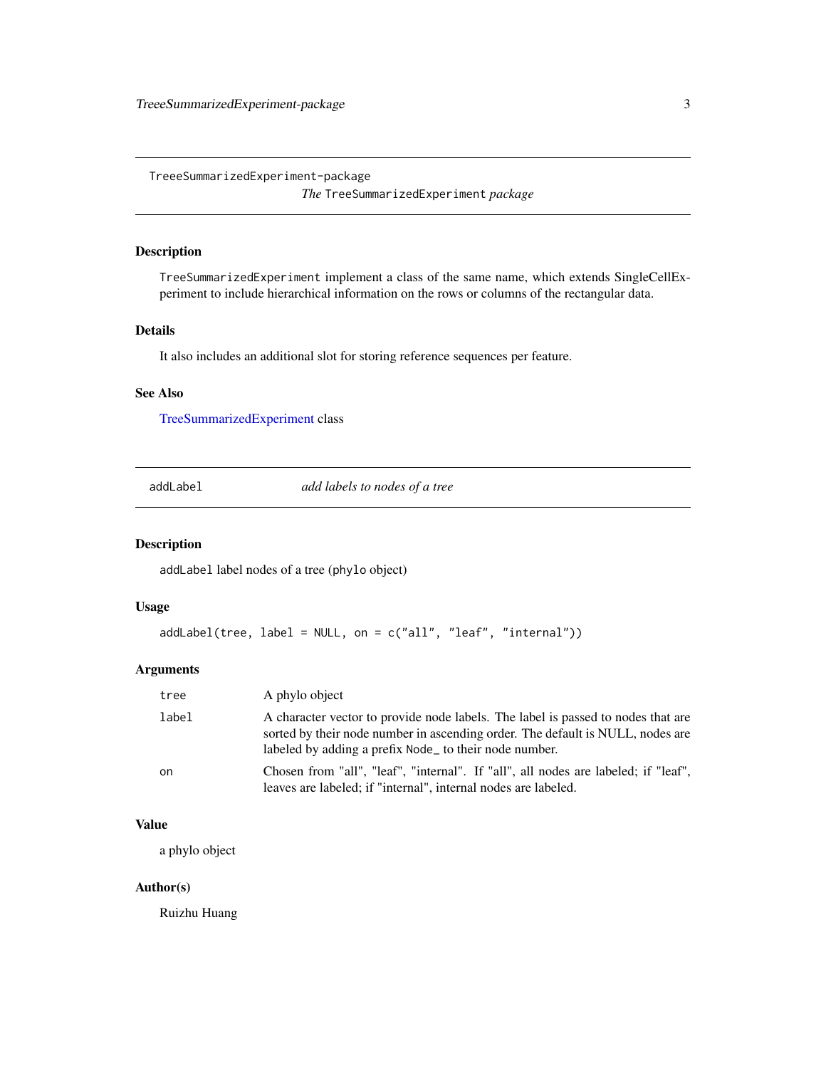## TreeeSummarizedExperiment-package

*The* TreeSummarizedExperiment *package*

### Description

TreeSummarizedExperiment implement a class of the same name, which extends SingleCellExperiment to include hierarchical information on the rows or columns of the rectangular data.

### Details

It also includes an additional slot for storing reference sequences per feature.

### See Also

TreeSummarizedExperiment class

## addLabel

*add labels to nodes of a tree*

### Description

addLabel label nodes of a tree (phylo object)

### Usage

```
addLabel(tree, label = NULL, on = c("all", "leaf", "internal"))
```

### Arguments

| | |
|---|---|
| tree | A phylo object |
| label | A character vector to provide node labels. The label is passed to nodes that are sorted by their node number in ascending order. The default is NULL, nodes are labeled by adding a prefix Node_ to their node number. |
| on | Chosen from "all", "leaf", "internal". If "all", all nodes are labeled; if "leaf", leaves are labeled; if "internal", internal nodes are labeled. |

### Value

a phylo object

### Author(s)

Ruizhu Huang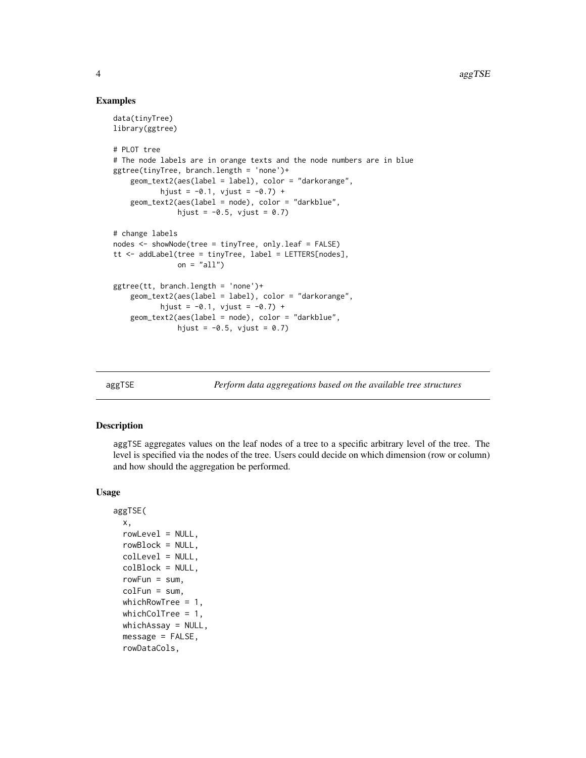### Examples

```
data(tinyTree)
library(ggtree)

# PLOT tree
# The node labels are in orange texts and the node numbers are in blue
ggtree(tinyTree, branch.length = 'none')+
    geom_text2(aes(label = label), color = "darkorange",
           hjust = -0.1, vjust = -0.7) +
    geom_text2(aes(label = node), color = "darkblue",
               hjust = -0.5, vjust = 0.7)

# change labels
nodes <- showNode(tree = tinyTree, only.leaf = FALSE)
tt <- addLabel(tree = tinyTree, label = LETTERS[nodes],
               on = "all")

ggtree(tt, branch.length = 'none')+
    geom_text2(aes(label = label), color = "darkorange",
           hjust = -0.1, vjust = -0.7) +
    geom_text2(aes(label = node), color = "darkblue",
               hjust = -0.5, vjust = 0.7)
```

---

## aggTSE — *Perform data aggregations based on the available tree structures*

### Description

aggTSE aggregates values on the leaf nodes of a tree to a specific arbitrary level of the tree. The level is specified via the nodes of the tree. Users could decide on which dimension (row or column) and how should the aggregation be performed.

### Usage

```
aggTSE(
  x,
  rowLevel = NULL,
  rowBlock = NULL,
  colLevel = NULL,
  colBlock = NULL,
  rowFun = sum,
  colFun = sum,
  whichRowTree = 1,
  whichColTree = 1,
  whichAssay = NULL,
  message = FALSE,
  rowDataCols,
```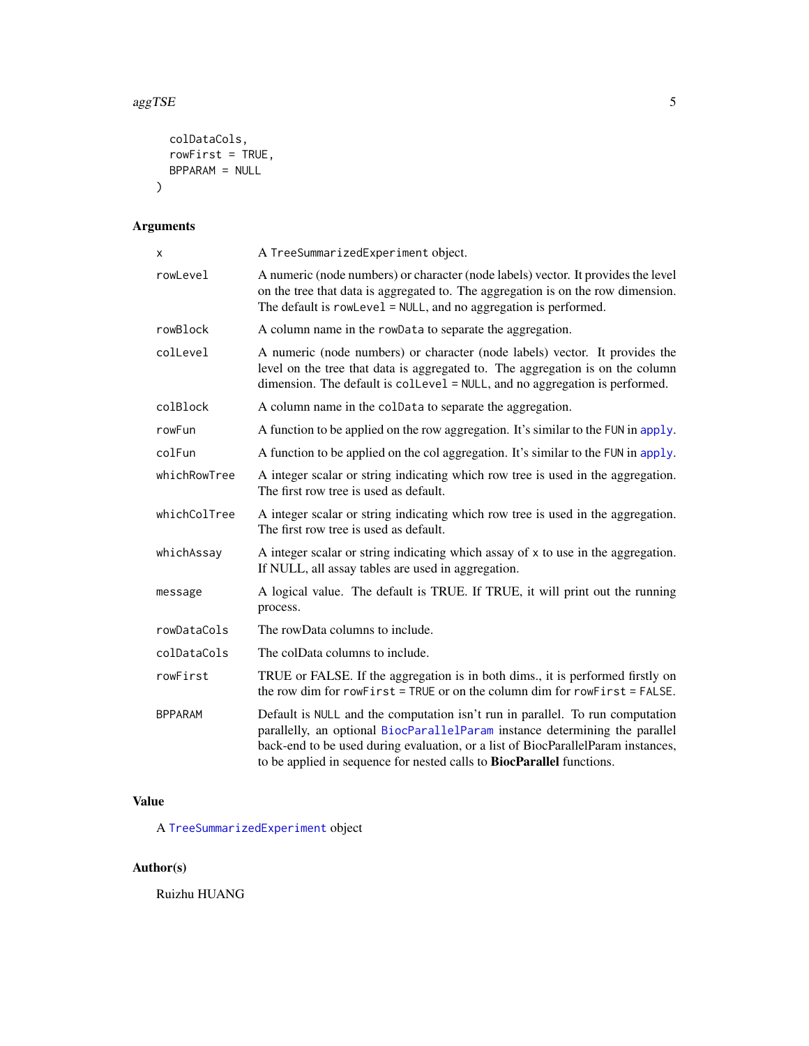```
  colDataCols,
  rowFirst = TRUE,
  BPPARAM = NULL
)
```

## Arguments

| | |
|---|---|
| x | A TreeSummarizedExperiment object. |
| rowLevel | A numeric (node numbers) or character (node labels) vector. It provides the level on the tree that data is aggregated to. The aggregation is on the row dimension. The default is rowLevel = NULL, and no aggregation is performed. |
| rowBlock | A column name in the rowData to separate the aggregation. |
| colLevel | A numeric (node numbers) or character (node labels) vector. It provides the level on the tree that data is aggregated to. The aggregation is on the column dimension. The default is colLevel = NULL, and no aggregation is performed. |
| colBlock | A column name in the colData to separate the aggregation. |
| rowFun | A function to be applied on the row aggregation. It's similar to the FUN in apply. |
| colFun | A function to be applied on the col aggregation. It's similar to the FUN in apply. |
| whichRowTree | A integer scalar or string indicating which row tree is used in the aggregation. The first row tree is used as default. |
| whichColTree | A integer scalar or string indicating which row tree is used in the aggregation. The first row tree is used as default. |
| whichAssay | A integer scalar or string indicating which assay of x to use in the aggregation. If NULL, all assay tables are used in aggregation. |
| message | A logical value. The default is TRUE. If TRUE, it will print out the running process. |
| rowDataCols | The rowData columns to include. |
| colDataCols | The colData columns to include. |
| rowFirst | TRUE or FALSE. If the aggregation is in both dims., it is performed firstly on the row dim for rowFirst = TRUE or on the column dim for rowFirst = FALSE. |
| BPPARAM | Default is NULL and the computation isn't run in parallel. To run computation parallelly, an optional BiocParallelParam instance determining the parallel back-end to be used during evaluation, or a list of BiocParallelParam instances, to be applied in sequence for nested calls to **BiocParallel** functions. |

## Value

A TreeSummarizedExperiment object

## Author(s)

Ruizhu HUANG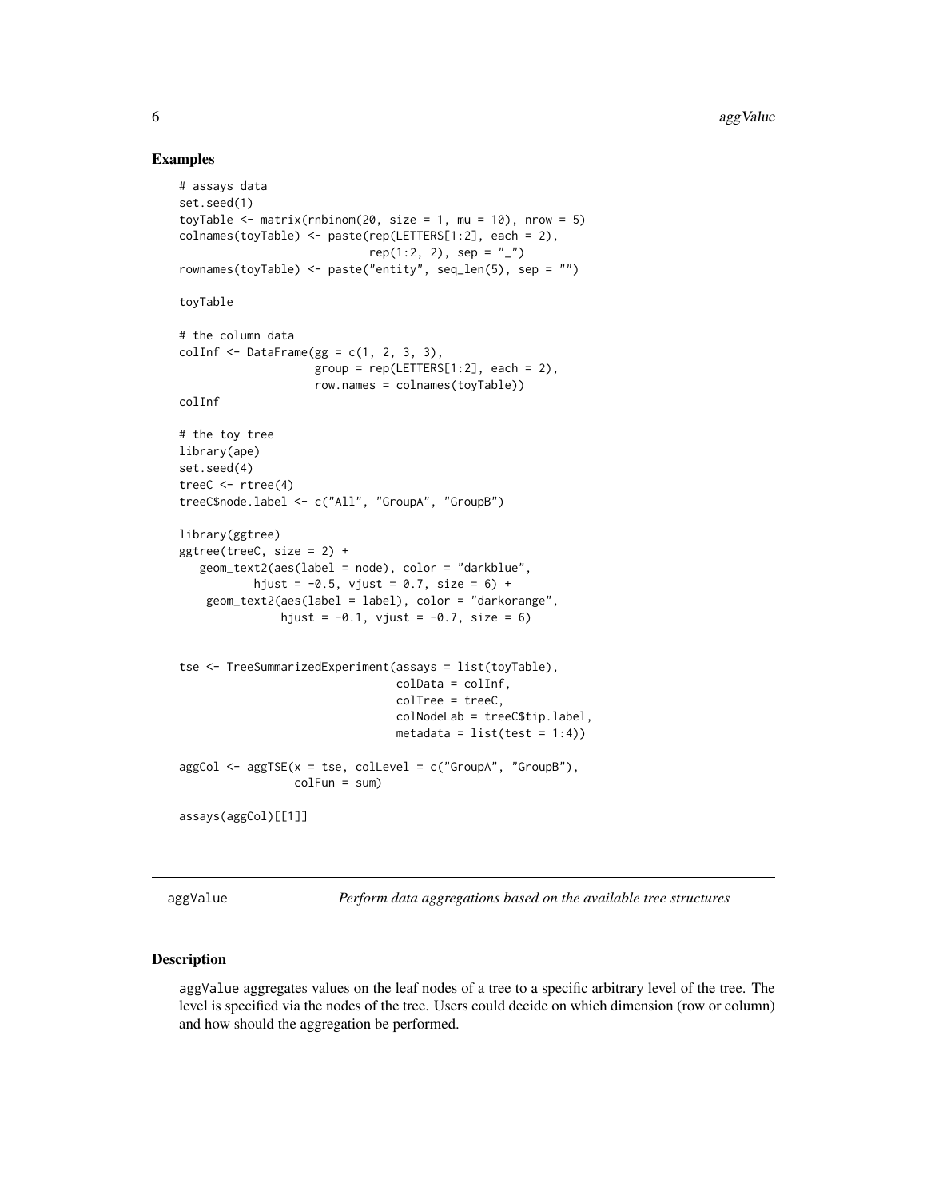## Examples

```
# assays data
set.seed(1)
toyTable <- matrix(rnbinom(20, size = 1, mu = 10), nrow = 5)
colnames(toyTable) <- paste(rep(LETTERS[1:2], each = 2),
                            rep(1:2, 2), sep = "_")
rownames(toyTable) <- paste("entity", seq_len(5), sep = "")

toyTable

# the column data
colInf <- DataFrame(gg = c(1, 2, 3, 3),
                    group = rep(LETTERS[1:2], each = 2),
                    row.names = colnames(toyTable))
colInf

# the toy tree
library(ape)
set.seed(4)
treeC <- rtree(4)
treeC$node.label <- c("All", "GroupA", "GroupB")

library(ggtree)
ggtree(treeC, size = 2) +
   geom_text2(aes(label = node), color = "darkblue",
           hjust = -0.5, vjust = 0.7, size = 6) +
    geom_text2(aes(label = label), color = "darkorange",
               hjust = -0.1, vjust = -0.7, size = 6)


tse <- TreeSummarizedExperiment(assays = list(toyTable),
                                colData = colInf,
                                colTree = treeC,
                                colNodeLab = treeC$tip.label,
                                metadata = list(test = 1:4))

aggCol <- aggTSE(x = tse, colLevel = c("GroupA", "GroupB"),
                 colFun = sum)

assays(aggCol)[[1]]
```

---

`aggValue` *Perform data aggregations based on the available tree structures*

---

## Description

aggValue aggregates values on the leaf nodes of a tree to a specific arbitrary level of the tree. The level is specified via the nodes of the tree. Users could decide on which dimension (row or column) and how should the aggregation be performed.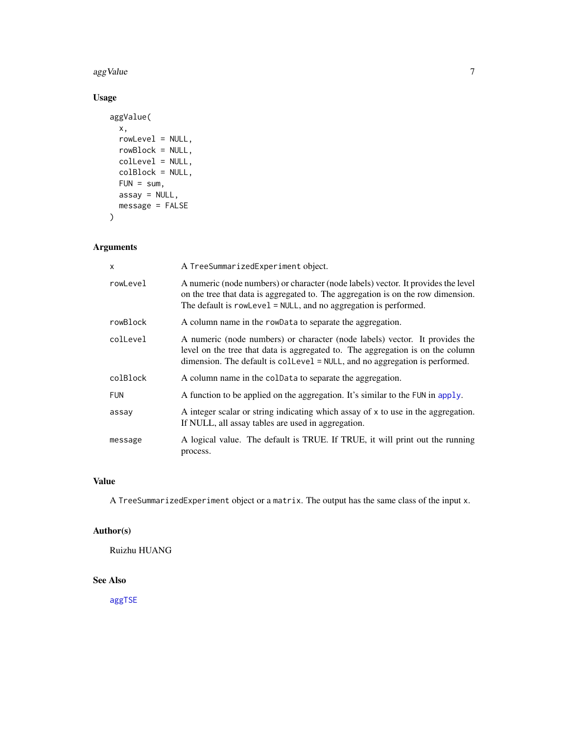## Usage

```
aggValue(
  x,
  rowLevel = NULL,
  rowBlock = NULL,
  colLevel = NULL,
  colBlock = NULL,
  FUN = sum,
  assay = NULL,
  message = FALSE
)
```

## Arguments

| | |
|---|---|
| `x` | A `TreeSummarizedExperiment` object. |
| `rowLevel` | A numeric (node numbers) or character (node labels) vector. It provides the level on the tree that data is aggregated to. The aggregation is on the row dimension. The default is `rowLevel = NULL`, and no aggregation is performed. |
| `rowBlock` | A column name in the `rowData` to separate the aggregation. |
| `colLevel` | A numeric (node numbers) or character (node labels) vector. It provides the level on the tree that data is aggregated to. The aggregation is on the column dimension. The default is `colLevel = NULL`, and no aggregation is performed. |
| `colBlock` | A column name in the `colData` to separate the aggregation. |
| `FUN` | A function to be applied on the aggregation. It's similar to the `FUN` in `apply`. |
| `assay` | A integer scalar or string indicating which assay of `x` to use in the aggregation. If NULL, all assay tables are used in aggregation. |
| `message` | A logical value. The default is TRUE. If TRUE, it will print out the running process. |

## Value

A `TreeSummarizedExperiment` object or a `matrix`. The output has the same class of the input `x`.

## Author(s)

Ruizhu HUANG

## See Also

`aggTSE`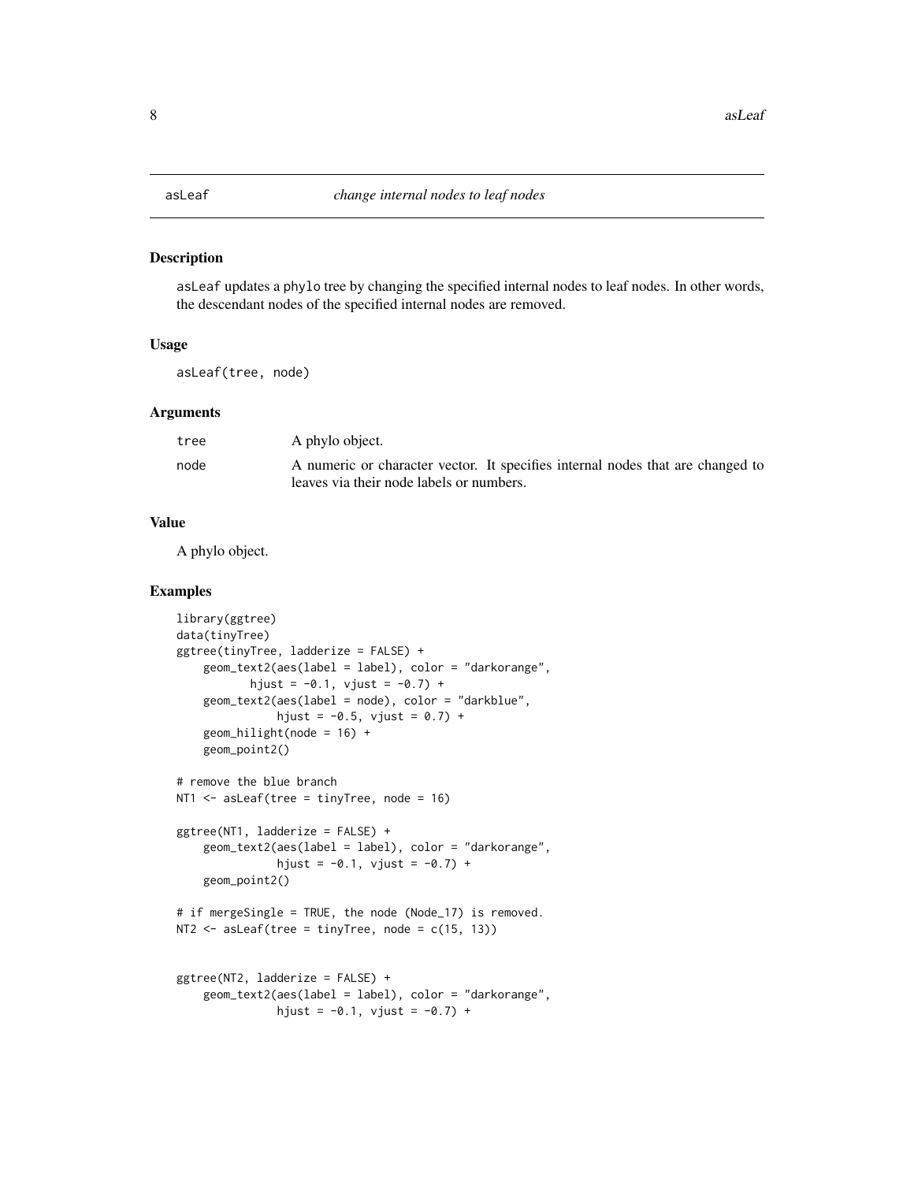# asLeaf — *change internal nodes to leaf nodes*

## Description

`asLeaf` updates a `phylo` tree by changing the specified internal nodes to leaf nodes. In other words, the descendant nodes of the specified internal nodes are removed.

## Usage

```
asLeaf(tree, node)
```

## Arguments

| | |
|---|---|
| `tree` | A phylo object. |
| `node` | A numeric or character vector. It specifies internal nodes that are changed to leaves via their node labels or numbers. |

## Value

A phylo object.

## Examples

```
library(ggtree)
data(tinyTree)
ggtree(tinyTree, ladderize = FALSE) +
    geom_text2(aes(label = label), color = "darkorange",
           hjust = -0.1, vjust = -0.7) +
    geom_text2(aes(label = node), color = "darkblue",
                hjust = -0.5, vjust = 0.7) +
    geom_hilight(node = 16) +
    geom_point2()

# remove the blue branch
NT1 <- asLeaf(tree = tinyTree, node = 16)

ggtree(NT1, ladderize = FALSE) +
    geom_text2(aes(label = label), color = "darkorange",
                hjust = -0.1, vjust = -0.7) +
    geom_point2()

# if mergeSingle = TRUE, the node (Node_17) is removed.
NT2 <- asLeaf(tree = tinyTree, node = c(15, 13))


ggtree(NT2, ladderize = FALSE) +
    geom_text2(aes(label = label), color = "darkorange",
                hjust = -0.1, vjust = -0.7) +
```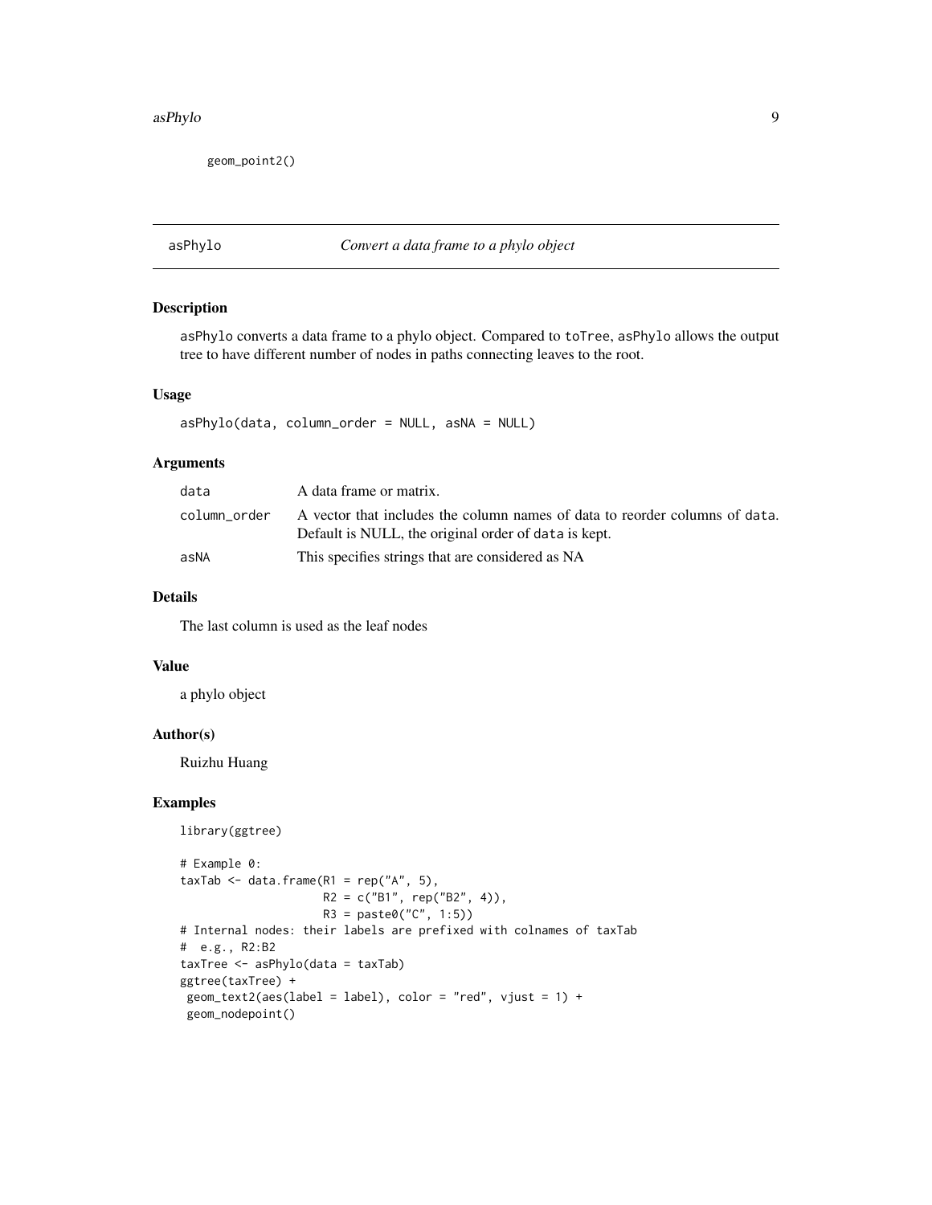```
geom_point2()
```

## asPhylo — *Convert a data frame to a phylo object*

### Description

asPhylo converts a data frame to a phylo object. Compared to toTree, asPhylo allows the output tree to have different number of nodes in paths connecting leaves to the root.

### Usage

```
asPhylo(data, column_order = NULL, asNA = NULL)
```

### Arguments

| | |
|---|---|
| data | A data frame or matrix. |
| column_order | A vector that includes the column names of data to reorder columns of data. Default is NULL, the original order of data is kept. |
| asNA | This specifies strings that are considered as NA |

### Details

The last column is used as the leaf nodes

### Value

a phylo object

### Author(s)

Ruizhu Huang

### Examples

```
library(ggtree)

# Example 0:
taxTab <- data.frame(R1 = rep("A", 5),
                     R2 = c("B1", rep("B2", 4)),
                     R3 = paste0("C", 1:5))
# Internal nodes: their labels are prefixed with colnames of taxTab
#  e.g., R2:B2
taxTree <- asPhylo(data = taxTab)
ggtree(taxTree) +
 geom_text2(aes(label = label), color = "red", vjust = 1) +
 geom_nodepoint()
```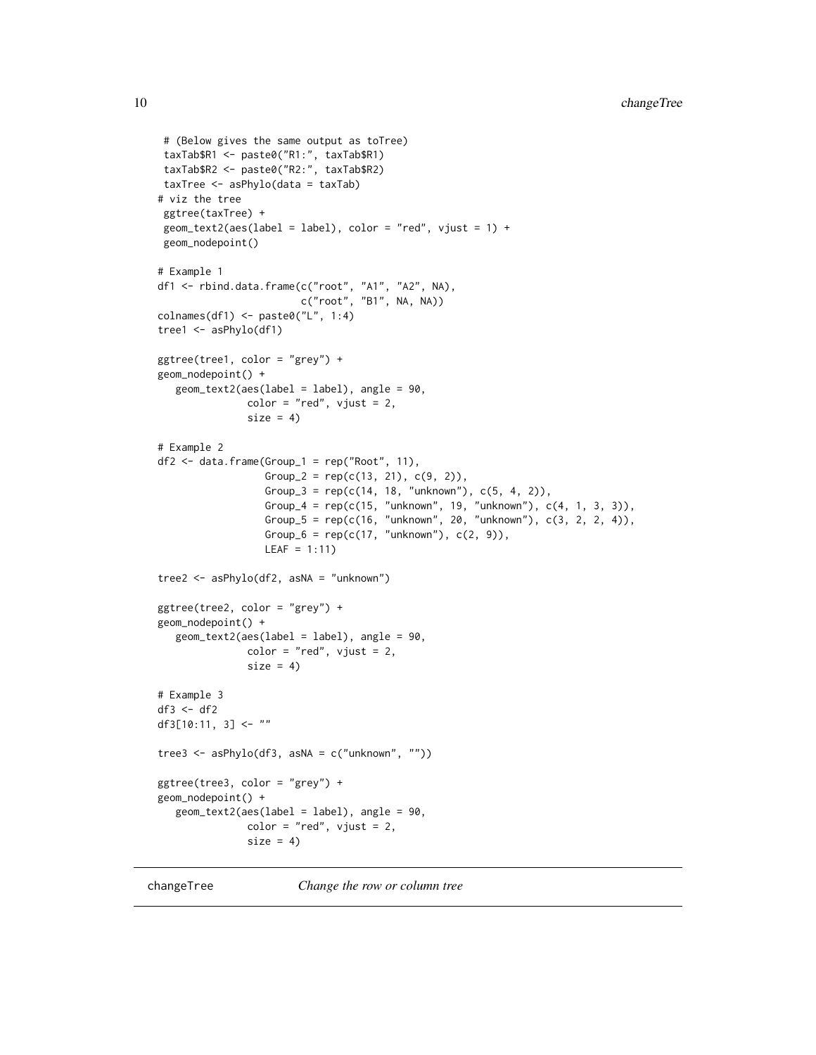```
 # (Below gives the same output as toTree)
 taxTab$R1 <- paste0("R1:", taxTab$R1)
 taxTab$R2 <- paste0("R2:", taxTab$R2)
 taxTree <- asPhylo(data = taxTab)
# viz the tree
 ggtree(taxTree) +
 geom_text2(aes(label = label), color = "red", vjust = 1) +
 geom_nodepoint()

# Example 1
df1 <- rbind.data.frame(c("root", "A1", "A2", NA),
                        c("root", "B1", NA, NA))
colnames(df1) <- paste0("L", 1:4)
tree1 <- asPhylo(df1)

ggtree(tree1, color = "grey") +
geom_nodepoint() +
   geom_text2(aes(label = label), angle = 90,
              color = "red", vjust = 2,
              size = 4)

# Example 2
df2 <- data.frame(Group_1 = rep("Root", 11),
                  Group_2 = rep(c(13, 21), c(9, 2)),
                  Group_3 = rep(c(14, 18, "unknown"), c(5, 4, 2)),
                  Group_4 = rep(c(15, "unknown", 19, "unknown"), c(4, 1, 3, 3)),
                  Group_5 = rep(c(16, "unknown", 20, "unknown"), c(3, 2, 2, 4)),
                  Group_6 = rep(c(17, "unknown"), c(2, 9)),
                  LEAF = 1:11)

tree2 <- asPhylo(df2, asNA = "unknown")

ggtree(tree2, color = "grey") +
geom_nodepoint() +
   geom_text2(aes(label = label), angle = 90,
              color = "red", vjust = 2,
              size = 4)

# Example 3
df3 <- df2
df3[10:11, 3] <- ""

tree3 <- asPhylo(df3, asNA = c("unknown", ""))

ggtree(tree3, color = "grey") +
geom_nodepoint() +
   geom_text2(aes(label = label), angle = 90,
              color = "red", vjust = 2,
              size = 4)
```

## changeTree *Change the row or column tree*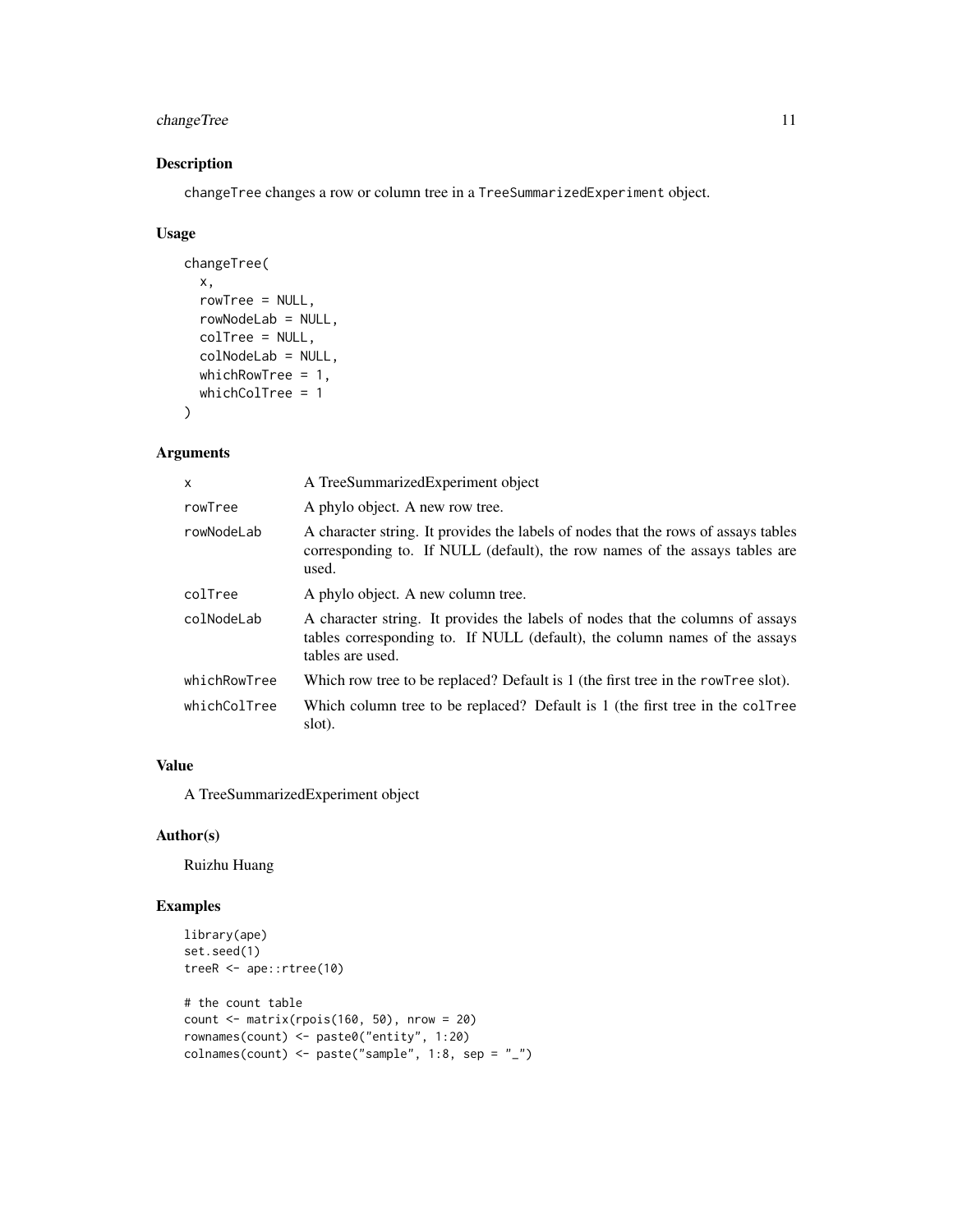## Description

changeTree changes a row or column tree in a TreeSummarizedExperiment object.

## Usage

```
changeTree(
  x,
  rowTree = NULL,
  rowNodeLab = NULL,
  colTree = NULL,
  colNodeLab = NULL,
  whichRowTree = 1,
  whichColTree = 1
)
```

## Arguments

| | |
|---|---|
| x | A TreeSummarizedExperiment object |
| rowTree | A phylo object. A new row tree. |
| rowNodeLab | A character string. It provides the labels of nodes that the rows of assays tables corresponding to. If NULL (default), the row names of the assays tables are used. |
| colTree | A phylo object. A new column tree. |
| colNodeLab | A character string. It provides the labels of nodes that the columns of assays tables corresponding to. If NULL (default), the column names of the assays tables are used. |
| whichRowTree | Which row tree to be replaced? Default is 1 (the first tree in the rowTree slot). |
| whichColTree | Which column tree to be replaced? Default is 1 (the first tree in the colTree slot). |

## Value

A TreeSummarizedExperiment object

## Author(s)

Ruizhu Huang

## Examples

```
library(ape)
set.seed(1)
treeR <- ape::rtree(10)

# the count table
count <- matrix(rpois(160, 50), nrow = 20)
rownames(count) <- paste0("entity", 1:20)
colnames(count) <- paste("sample", 1:8, sep = "_")
```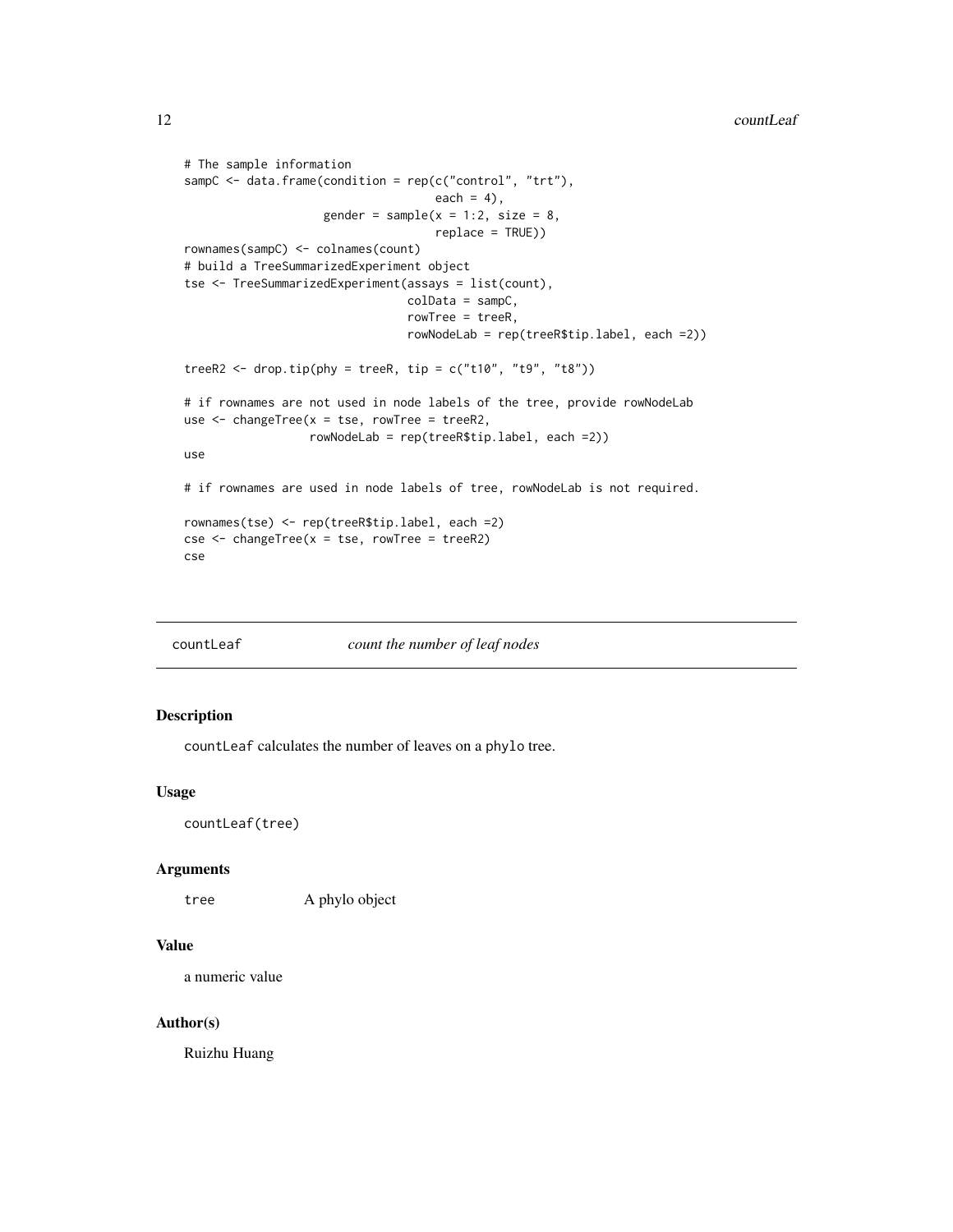```
# The sample information
sampC <- data.frame(condition = rep(c("control", "trt"),
                                    each = 4),
                    gender = sample(x = 1:2, size = 8,
                                    replace = TRUE))
rownames(sampC) <- colnames(count)
# build a TreeSummarizedExperiment object
tse <- TreeSummarizedExperiment(assays = list(count),
                                colData = sampC,
                                rowTree = treeR,
                                rowNodeLab = rep(treeR$tip.label, each =2))

treeR2 <- drop.tip(phy = treeR, tip = c("t10", "t9", "t8"))

# if rownames are not used in node labels of the tree, provide rowNodeLab
use <- changeTree(x = tse, rowTree = treeR2,
                  rowNodeLab = rep(treeR$tip.label, each =2))
use

# if rownames are used in node labels of tree, rowNodeLab is not required.

rownames(tse) <- rep(treeR$tip.label, each =2)
cse <- changeTree(x = tse, rowTree = treeR2)
cse
```

---

## countLeaf    *count the number of leaf nodes*

---

### Description

countLeaf calculates the number of leaves on a phylo tree.

### Usage

```
countLeaf(tree)
```

### Arguments

| | |
|---|---|
| tree | A phylo object |

### Value

a numeric value

### Author(s)

Ruizhu Huang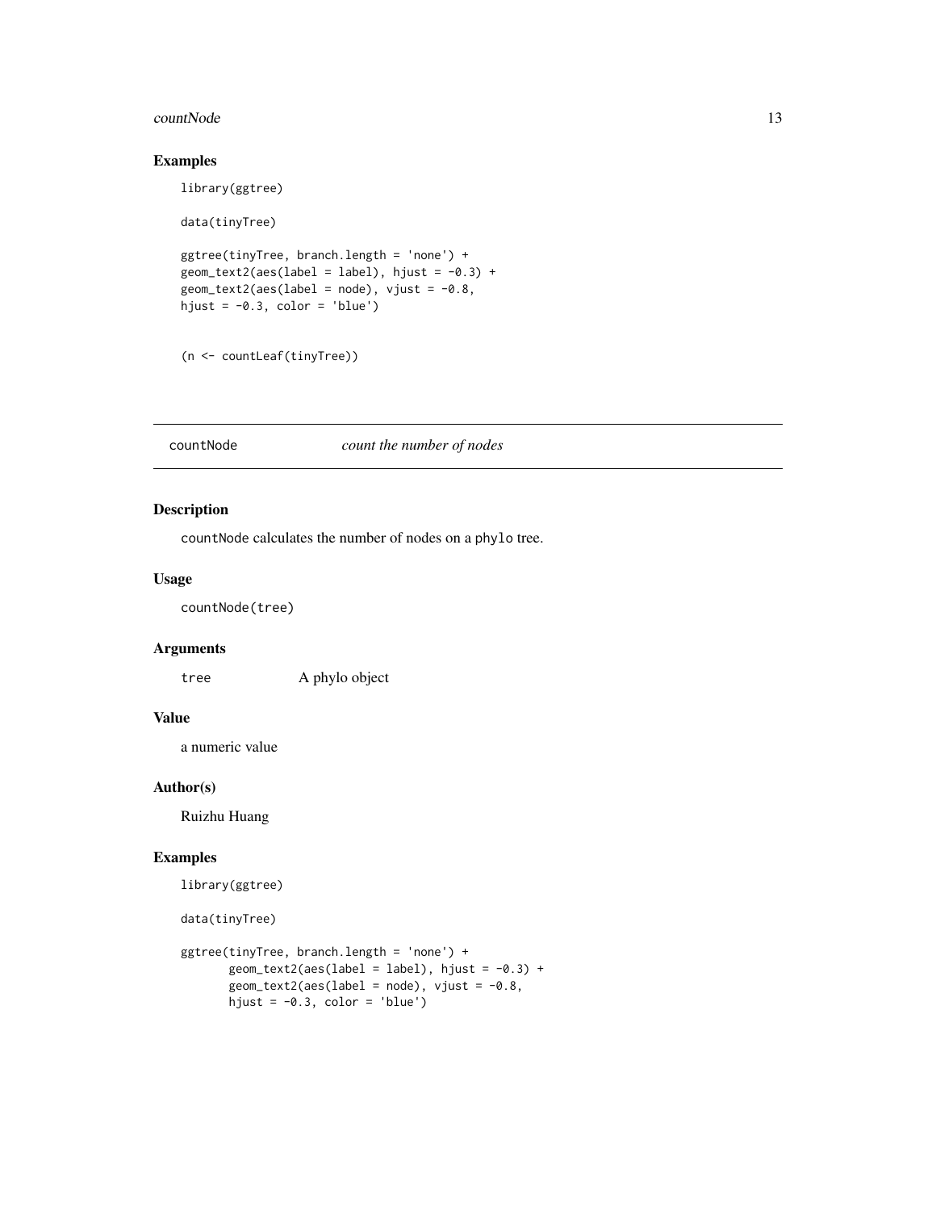## Examples

```
library(ggtree)

data(tinyTree)

ggtree(tinyTree, branch.length = 'none') +
geom_text2(aes(label = label), hjust = -0.3) +
geom_text2(aes(label = node), vjust = -0.8,
hjust = -0.3, color = 'blue')


(n <- countLeaf(tinyTree))
```

---

countNode *count the number of nodes*

---

## Description

countNode calculates the number of nodes on a phylo tree.

## Usage

```
countNode(tree)
```

## Arguments

| | |
|---|---|
| tree | A phylo object |

## Value

a numeric value

## Author(s)

Ruizhu Huang

## Examples

```
library(ggtree)

data(tinyTree)

ggtree(tinyTree, branch.length = 'none') +
       geom_text2(aes(label = label), hjust = -0.3) +
       geom_text2(aes(label = node), vjust = -0.8,
       hjust = -0.3, color = 'blue')
```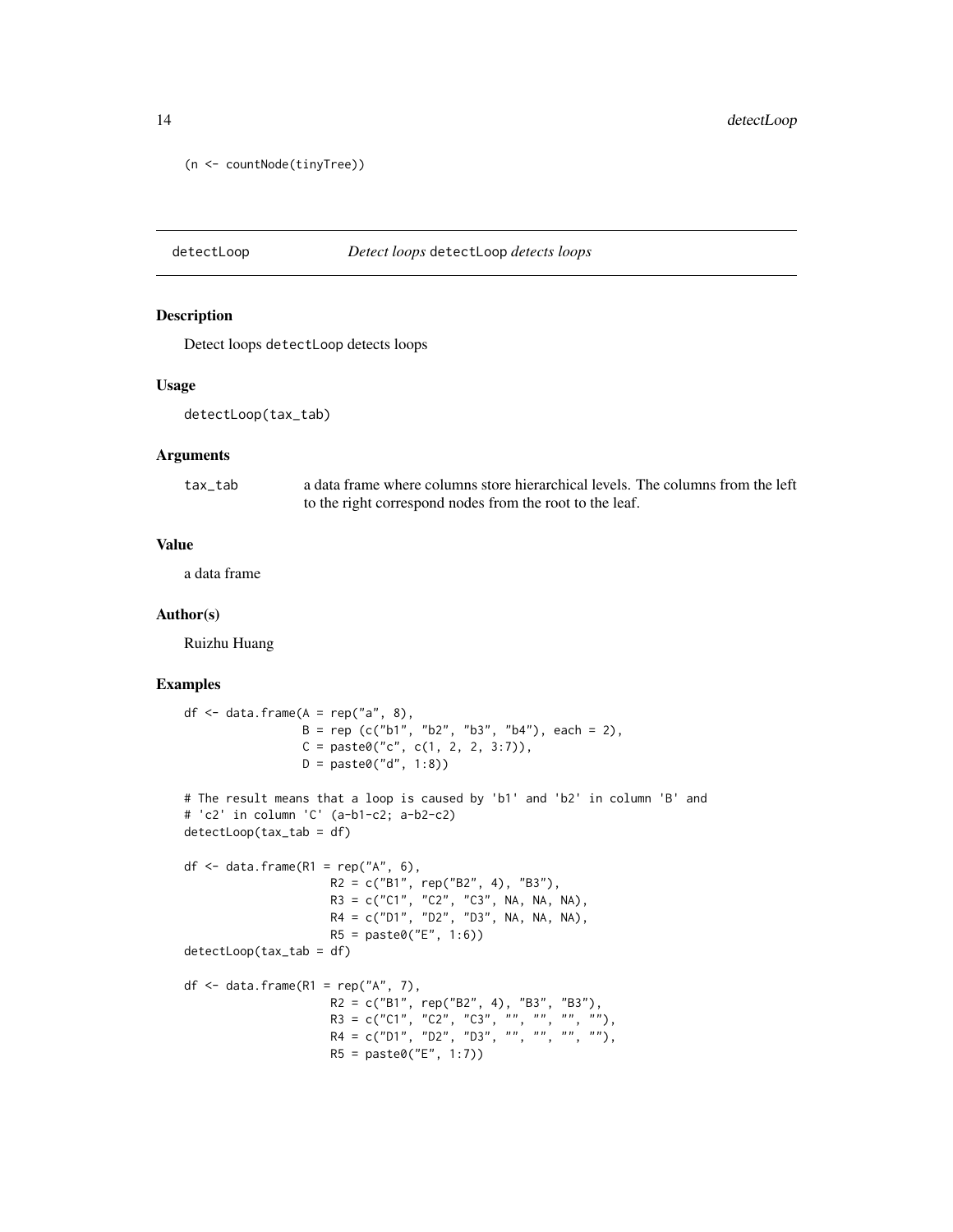```
(n <- countNode(tinyTree))
```

## detectLop — *Detect loops* detectLoop *detects loops*

### Description

Detect loops detectLoop detects loops

### Usage

```
detectLoop(tax_tab)
```

### Arguments

| | |
|---|---|
| tax_tab | a data frame where columns store hierarchical levels. The columns from the left to the right correspond nodes from the root to the leaf. |

### Value

a data frame

### Author(s)

Ruizhu Huang

### Examples

```
df <- data.frame(A = rep("a", 8),
                 B = rep (c("b1", "b2", "b3", "b4"), each = 2),
                 C = paste0("c", c(1, 2, 2, 3:7)),
                 D = paste0("d", 1:8))

# The result means that a loop is caused by 'b1' and 'b2' in column 'B' and
# 'c2' in column 'C' (a-b1-c2; a-b2-c2)
detectLoop(tax_tab = df)

df <- data.frame(R1 = rep("A", 6),
                     R2 = c("B1", rep("B2", 4), "B3"),
                     R3 = c("C1", "C2", "C3", NA, NA, NA),
                     R4 = c("D1", "D2", "D3", NA, NA, NA),
                     R5 = paste0("E", 1:6))
detectLoop(tax_tab = df)

df <- data.frame(R1 = rep("A", 7),
                     R2 = c("B1", rep("B2", 4), "B3", "B3"),
                     R3 = c("C1", "C2", "C3", "", "", "", ""),
                     R4 = c("D1", "D2", "D3", "", "", "", ""),
                     R5 = paste0("E", 1:7))
```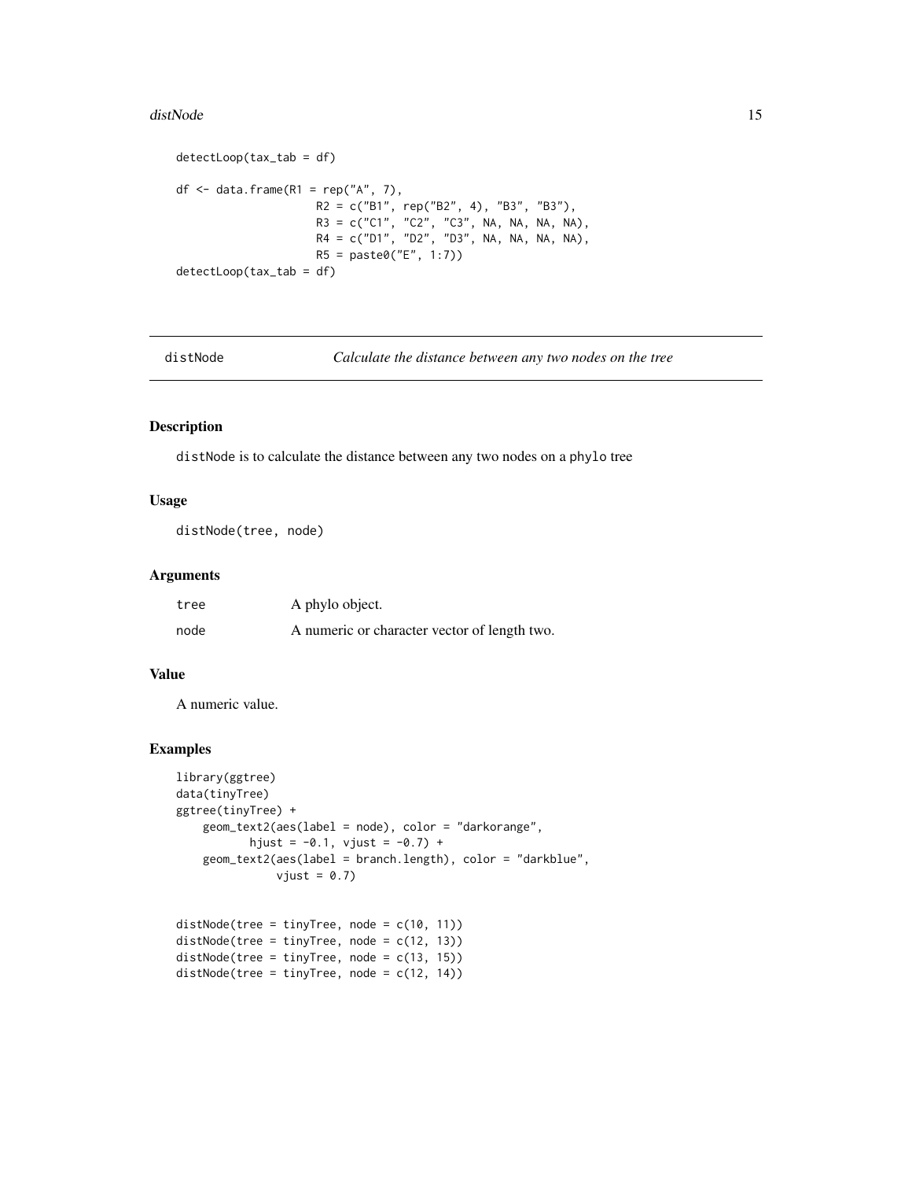```
detectLoop(tax_tab = df)

df <- data.frame(R1 = rep("A", 7),
                 R2 = c("B1", rep("B2", 4), "B3", "B3"),
                 R3 = c("C1", "C2", "C3", NA, NA, NA, NA),
                 R4 = c("D1", "D2", "D3", NA, NA, NA, NA),
                 R5 = paste0("E", 1:7))
detectLoop(tax_tab = df)
```

## distNode — *Calculate the distance between any two nodes on the tree*

### Description

distNode is to calculate the distance between any two nodes on a phylo tree

### Usage

```
distNode(tree, node)
```

### Arguments

| | |
|---|---|
| tree | A phylo object. |
| node | A numeric or character vector of length two. |

### Value

A numeric value.

### Examples

```
library(ggtree)
data(tinyTree)
ggtree(tinyTree) +
    geom_text2(aes(label = node), color = "darkorange",
           hjust = -0.1, vjust = -0.7) +
    geom_text2(aes(label = branch.length), color = "darkblue",
               vjust = 0.7)


distNode(tree = tinyTree, node = c(10, 11))
distNode(tree = tinyTree, node = c(12, 13))
distNode(tree = tinyTree, node = c(13, 15))
distNode(tree = tinyTree, node = c(12, 14))
```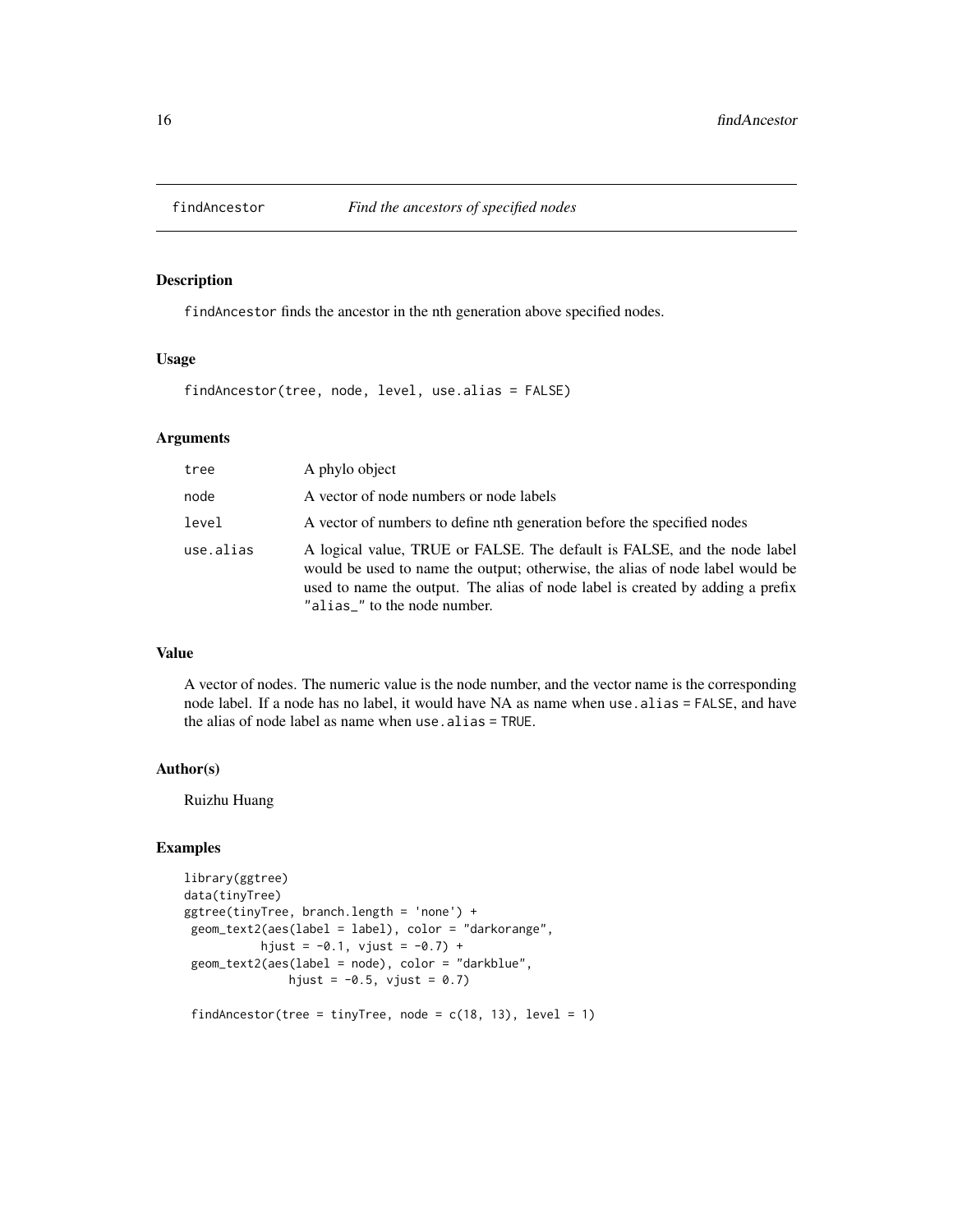# findAncestor *Find the ancestors of specified nodes*

## Description

findAncestor finds the ancestor in the nth generation above specified nodes.

## Usage

```
findAncestor(tree, node, level, use.alias = FALSE)
```

## Arguments

| | |
|---|---|
| tree | A phylo object |
| node | A vector of node numbers or node labels |
| level | A vector of numbers to define nth generation before the specified nodes |
| use.alias | A logical value, TRUE or FALSE. The default is FALSE, and the node label would be used to name the output; otherwise, the alias of node label would be used to name the output. The alias of node label is created by adding a prefix "alias_" to the node number. |

## Value

A vector of nodes. The numeric value is the node number, and the vector name is the corresponding node label. If a node has no label, it would have NA as name when use.alias = FALSE, and have the alias of node label as name when use.alias = TRUE.

## Author(s)

Ruizhu Huang

## Examples

```
library(ggtree)
data(tinyTree)
ggtree(tinyTree, branch.length = 'none') +
 geom_text2(aes(label = label), color = "darkorange",
           hjust = -0.1, vjust = -0.7) +
 geom_text2(aes(label = node), color = "darkblue",
               hjust = -0.5, vjust = 0.7)

 findAncestor(tree = tinyTree, node = c(18, 13), level = 1)
```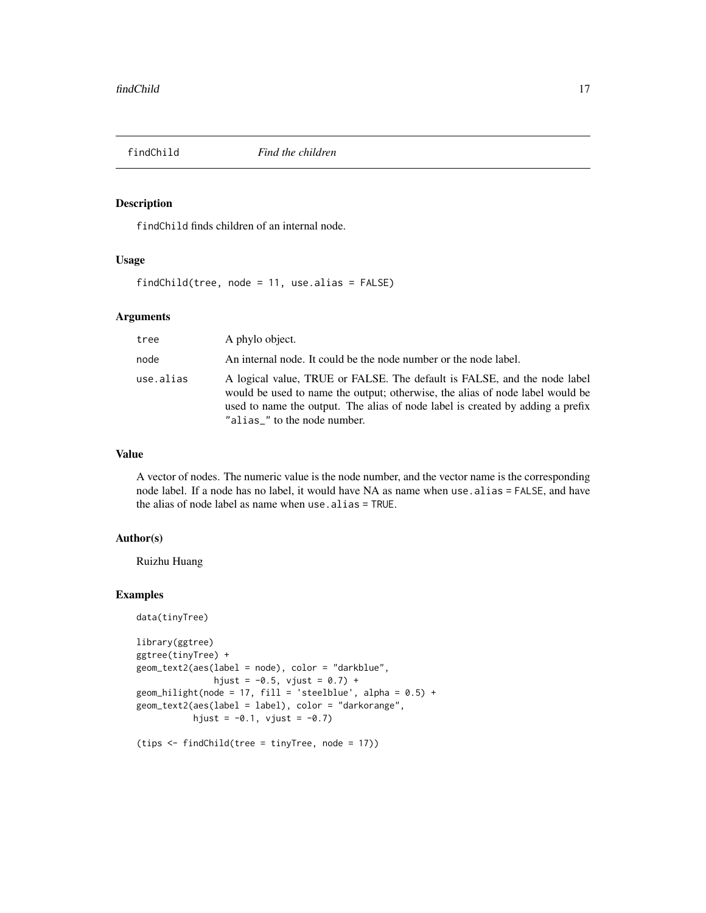## findChild    *Find the children*

### Description

findChild finds children of an internal node.

### Usage

```
findChild(tree, node = 11, use.alias = FALSE)
```

### Arguments

| | |
|---|---|
| tree | A phylo object. |
| node | An internal node. It could be the node number or the node label. |
| use.alias | A logical value, TRUE or FALSE. The default is FALSE, and the node label would be used to name the output; otherwise, the alias of node label would be used to name the output. The alias of node label is created by adding a prefix "alias_" to the node number. |

### Value

A vector of nodes. The numeric value is the node number, and the vector name is the corresponding node label. If a node has no label, it would have NA as name when use.alias = FALSE, and have the alias of node label as name when use.alias = TRUE.

### Author(s)

Ruizhu Huang

### Examples

```
data(tinyTree)

library(ggtree)
ggtree(tinyTree) +
geom_text2(aes(label = node), color = "darkblue",
              hjust = -0.5, vjust = 0.7) +
geom_hilight(node = 17, fill = 'steelblue', alpha = 0.5) +
geom_text2(aes(label = label), color = "darkorange",
           hjust = -0.1, vjust = -0.7)

(tips <- findChild(tree = tinyTree, node = 17))
```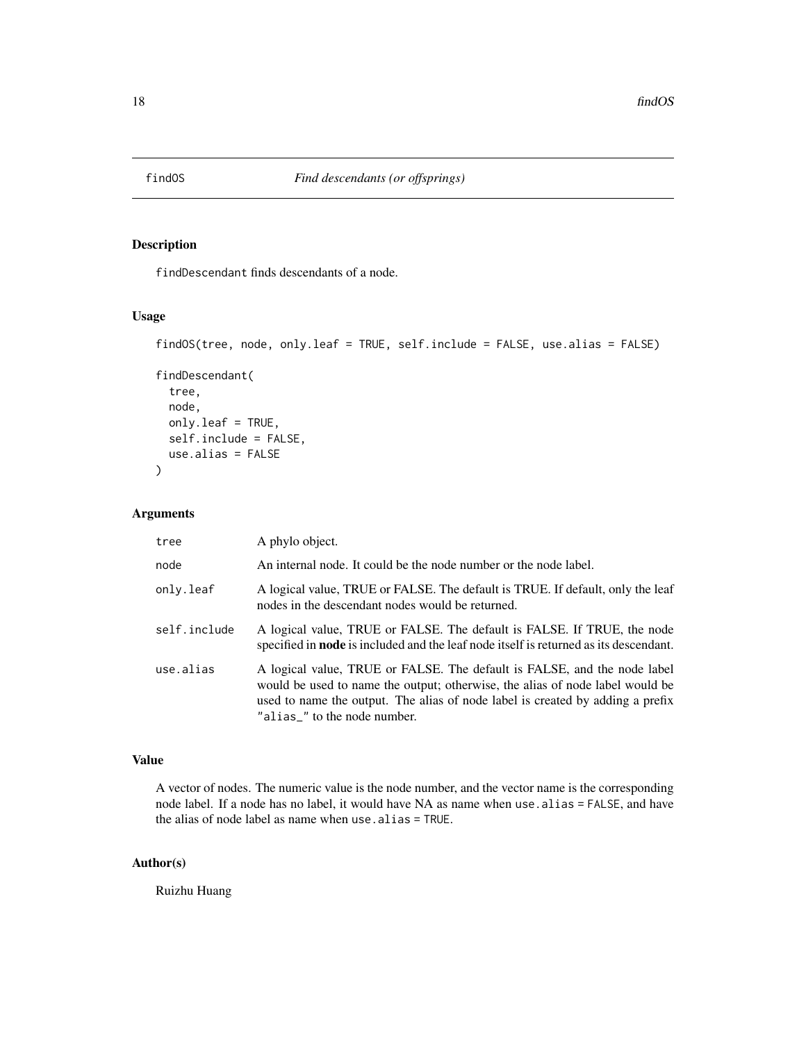# findOS — *Find descendants (or offsprings)*

## Description

findDescendant finds descendants of a node.

## Usage

```
findOS(tree, node, only.leaf = TRUE, self.include = FALSE, use.alias = FALSE)

findDescendant(
  tree,
  node,
  only.leaf = TRUE,
  self.include = FALSE,
  use.alias = FALSE
)
```

## Arguments

| | |
|---|---|
| tree | A phylo object. |
| node | An internal node. It could be the node number or the node label. |
| only.leaf | A logical value, TRUE or FALSE. The default is TRUE. If default, only the leaf nodes in the descendant nodes would be returned. |
| self.include | A logical value, TRUE or FALSE. The default is FALSE. If TRUE, the node specified in **node** is included and the leaf node itself is returned as its descendant. |
| use.alias | A logical value, TRUE or FALSE. The default is FALSE, and the node label would be used to name the output; otherwise, the alias of node label would be used to name the output. The alias of node label is created by adding a prefix "alias_" to the node number. |

## Value

A vector of nodes. The numeric value is the node number, and the vector name is the corresponding node label. If a node has no label, it would have NA as name when use.alias = FALSE, and have the alias of node label as name when use.alias = TRUE.

## Author(s)

Ruizhu Huang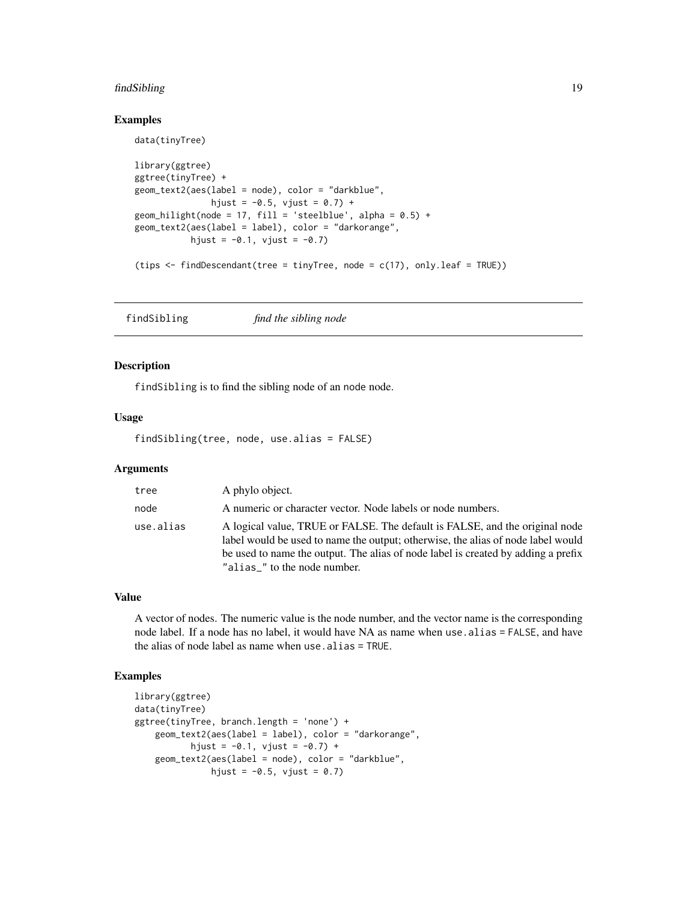### Examples

```
data(tinyTree)

library(ggtree)
ggtree(tinyTree) +
geom_text2(aes(label = node), color = "darkblue",
              hjust = -0.5, vjust = 0.7) +
geom_hilight(node = 17, fill = 'steelblue', alpha = 0.5) +
geom_text2(aes(label = label), color = "darkorange",
           hjust = -0.1, vjust = -0.7)

(tips <- findDescendant(tree = tinyTree, node = c(17), only.leaf = TRUE))
```

---

## findSibling &nbsp;&nbsp;&nbsp; *find the sibling node*

### Description

findSibling is to find the sibling node of an node node.

### Usage

```
findSibling(tree, node, use.alias = FALSE)
```

### Arguments

| | |
|---|---|
| tree | A phylo object. |
| node | A numeric or character vector. Node labels or node numbers. |
| use.alias | A logical value, TRUE or FALSE. The default is FALSE, and the original node label would be used to name the output; otherwise, the alias of node label would be used to name the output. The alias of node label is created by adding a prefix "alias_" to the node number. |

### Value

A vector of nodes. The numeric value is the node number, and the vector name is the corresponding node label. If a node has no label, it would have NA as name when use.alias = FALSE, and have the alias of node label as name when use.alias = TRUE.

### Examples

```
library(ggtree)
data(tinyTree)
ggtree(tinyTree, branch.length = 'none') +
    geom_text2(aes(label = label), color = "darkorange",
           hjust = -0.1, vjust = -0.7) +
    geom_text2(aes(label = node), color = "darkblue",
               hjust = -0.5, vjust = 0.7)
```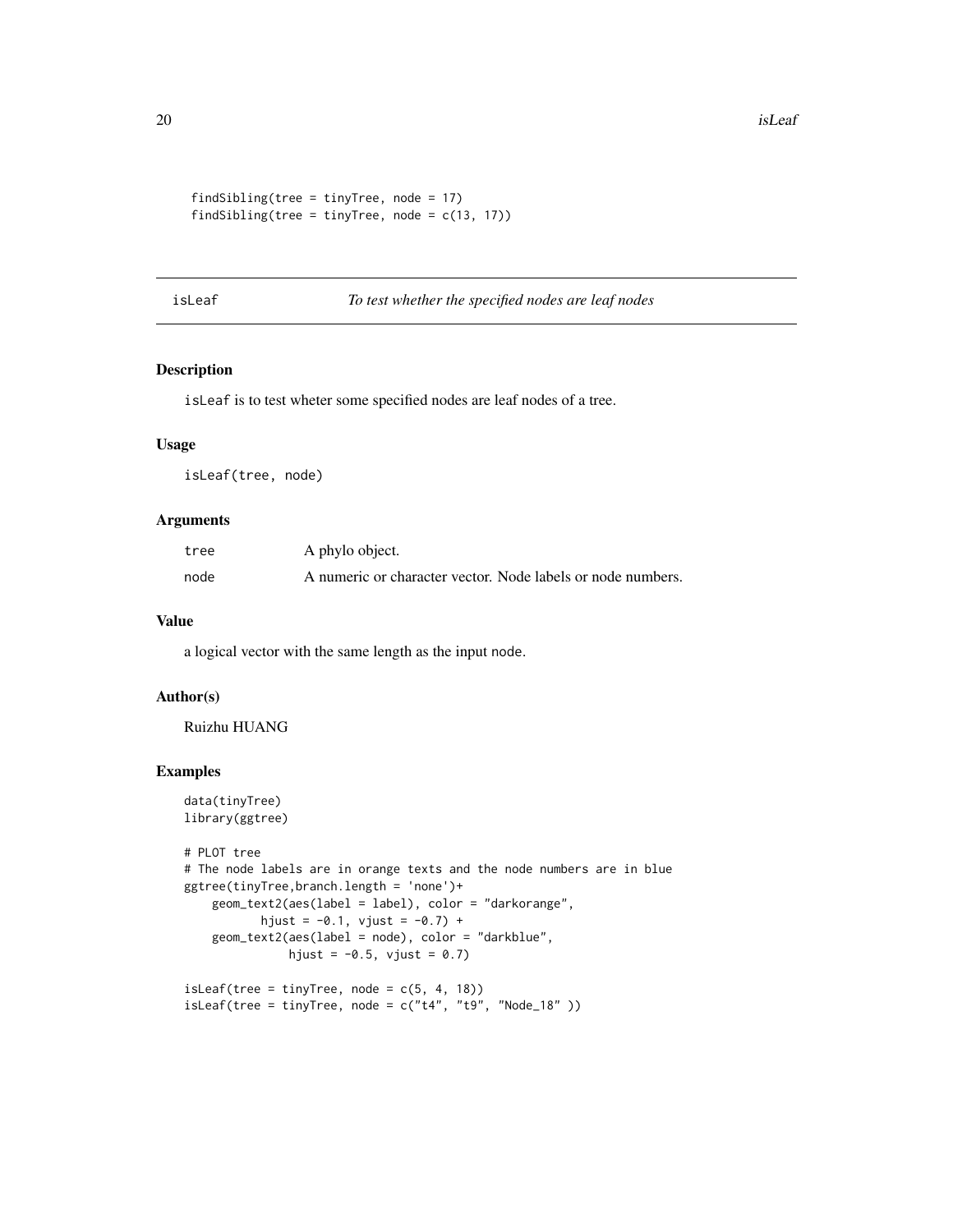```
findSibling(tree = tinyTree, node = 17)
findSibling(tree = tinyTree, node = c(13, 17))
```

---

## isLeaf *To test whether the specified nodes are leaf nodes*

### Description

isLeaf is to test wheter some specified nodes are leaf nodes of a tree.

### Usage

```
isLeaf(tree, node)
```

### Arguments

| | |
|---|---|
| tree | A phylo object. |
| node | A numeric or character vector. Node labels or node numbers. |

### Value

a logical vector with the same length as the input node.

### Author(s)

Ruizhu HUANG

### Examples

```
data(tinyTree)
library(ggtree)

# PLOT tree
# The node labels are in orange texts and the node numbers are in blue
ggtree(tinyTree,branch.length = 'none')+
    geom_text2(aes(label = label), color = "darkorange",
          hjust = -0.1, vjust = -0.7) +
    geom_text2(aes(label = node), color = "darkblue",
              hjust = -0.5, vjust = 0.7)

isLeaf(tree = tinyTree, node = c(5, 4, 18))
isLeaf(tree = tinyTree, node = c("t4", "t9", "Node_18" ))
```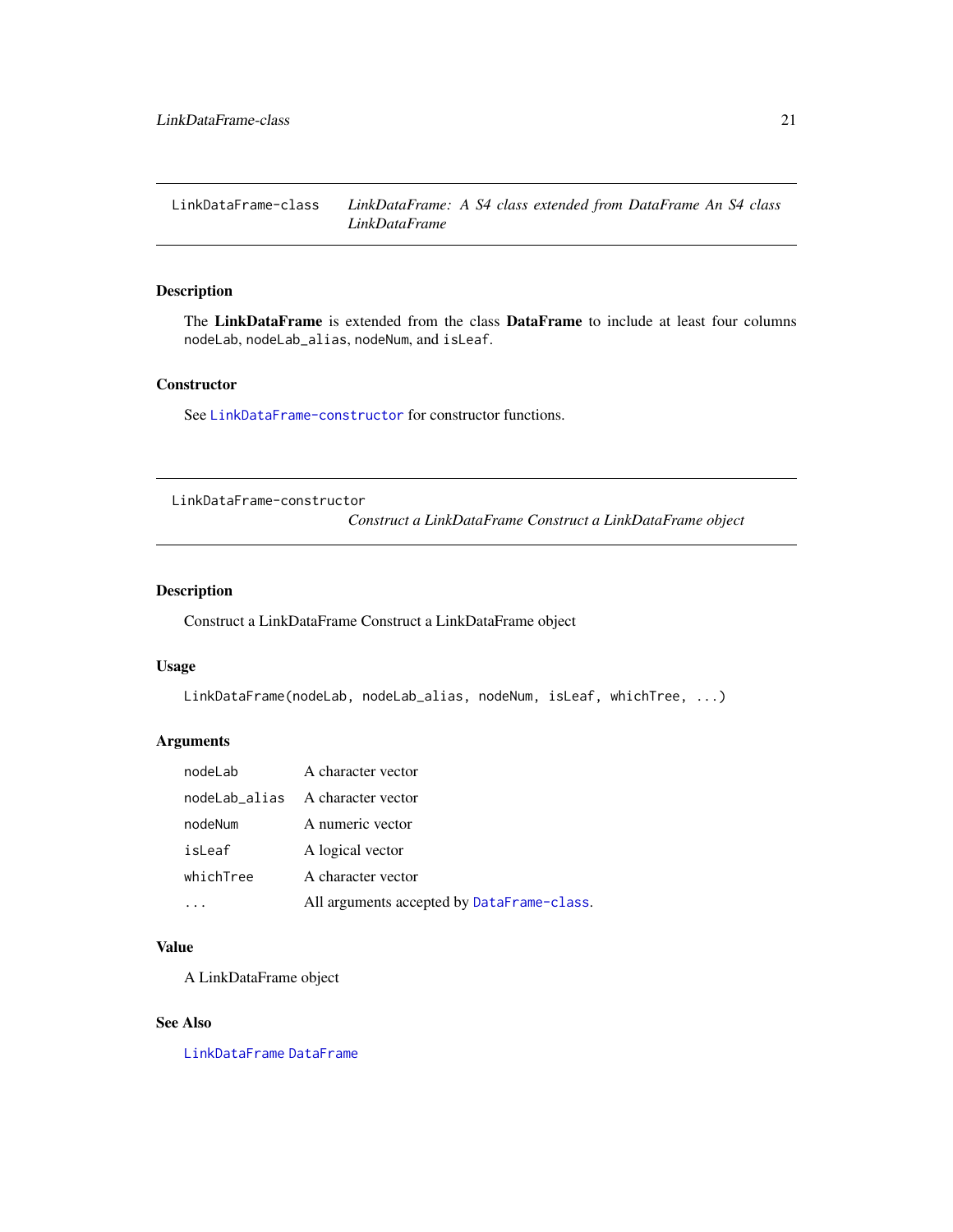## LinkDataFrame-class — *LinkDataFrame: A S4 class extended from DataFrame An S4 class LinkDataFrame*

### Description

The **LinkDataFrame** is extended from the class **DataFrame** to include at least four columns `nodeLab`, `nodeLab_alias`, `nodeNum`, and `isLeaf`.

### Constructor

See `LinkDataFrame-constructor` for constructor functions.

## LinkDataFrame-constructor — *Construct a LinkDataFrame Construct a LinkDataFrame object*

### Description

Construct a LinkDataFrame Construct a LinkDataFrame object

### Usage

```
LinkDataFrame(nodeLab, nodeLab_alias, nodeNum, isLeaf, whichTree, ...)
```

### Arguments

| | |
|---|---|
| `nodeLab` | A character vector |
| `nodeLab_alias` | A character vector |
| `nodeNum` | A numeric vector |
| `isLeaf` | A logical vector |
| `whichTree` | A character vector |
| `...` | All arguments accepted by `DataFrame-class`. |

### Value

A LinkDataFrame object

### See Also

`LinkDataFrame` `DataFrame`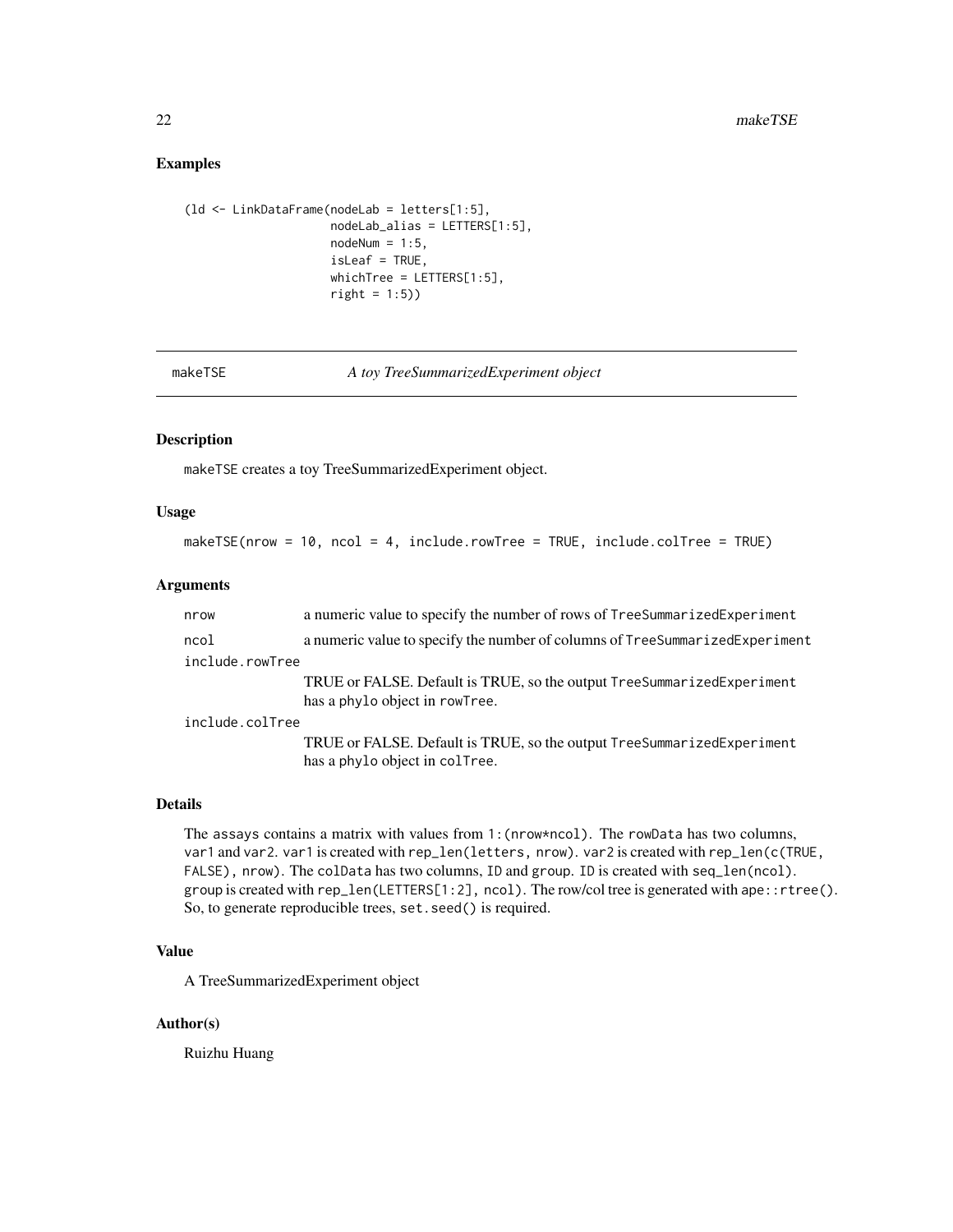## Examples

```
(ld <- LinkDataFrame(nodeLab = letters[1:5],
                     nodeLab_alias = LETTERS[1:5],
                     nodeNum = 1:5,
                     isLeaf = TRUE,
                     whichTree = LETTERS[1:5],
                     right = 1:5))
```

---

# makeTSE — *A toy TreeSummarizedExperiment object*

---

### Description

makeTSE creates a toy TreeSummarizedExperiment object.

### Usage

```
makeTSE(nrow = 10, ncol = 4, include.rowTree = TRUE, include.colTree = TRUE)
```

### Arguments

| | |
|---|---|
| nrow | a numeric value to specify the number of rows of TreeSummarizedExperiment |
| ncol | a numeric value to specify the number of columns of TreeSummarizedExperiment |
| include.rowTree | TRUE or FALSE. Default is TRUE, so the output TreeSummarizedExperiment has a phylo object in rowTree. |
| include.colTree | TRUE or FALSE. Default is TRUE, so the output TreeSummarizedExperiment has a phylo object in colTree. |

### Details

The assays contains a matrix with values from `1:(nrow*ncol)`. The rowData has two columns, var1 and var2. var1 is created with `rep_len(letters, nrow)`. var2 is created with `rep_len(c(TRUE, FALSE), nrow)`. The colData has two columns, ID and group. ID is created with `seq_len(ncol)`. group is created with `rep_len(LETTERS[1:2], ncol)`. The row/col tree is generated with `ape::rtree()`. So, to generate reproducible trees, `set.seed()` is required.

### Value

A TreeSummarizedExperiment object

### Author(s)

Ruizhu Huang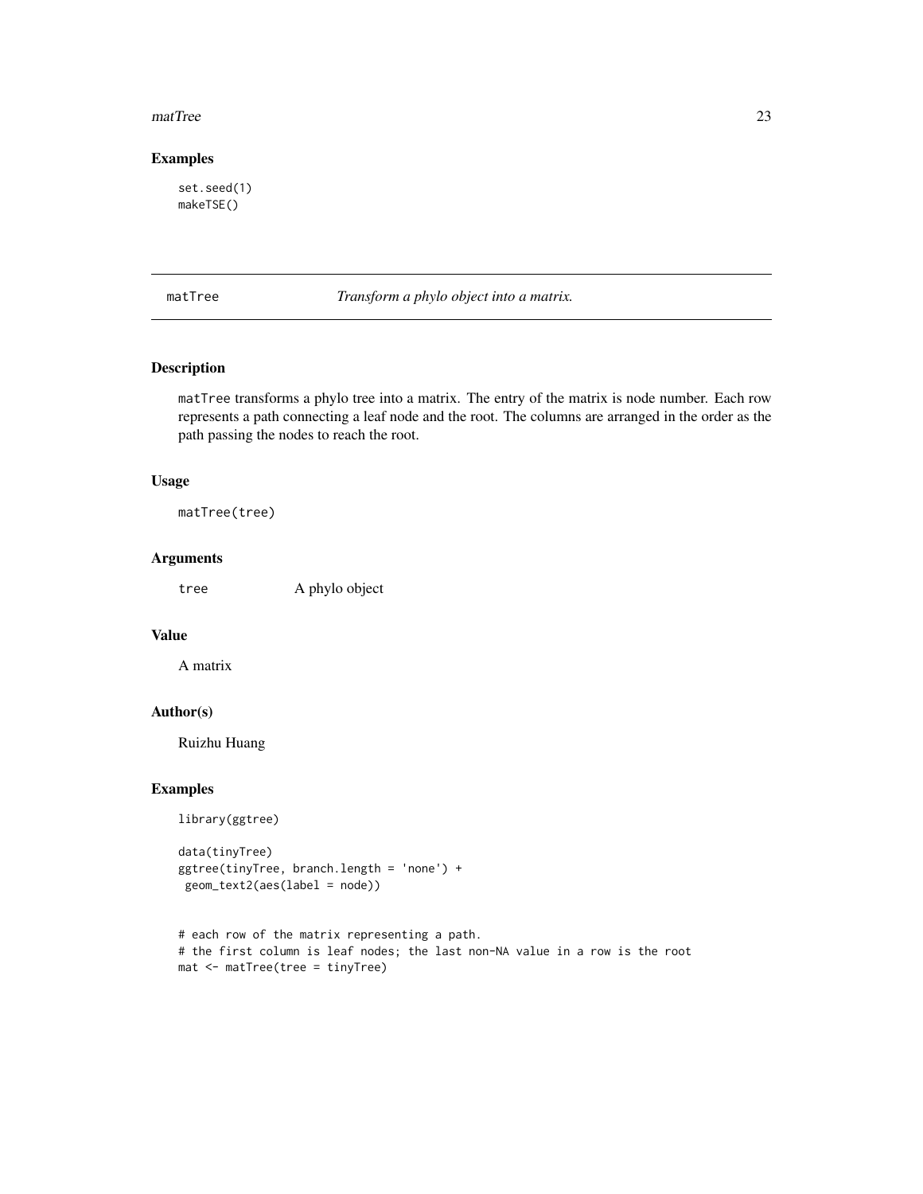## Examples

```
set.seed(1)
makeTSE()
```

---

## matTree — *Transform a phylo object into a matrix.*

### Description

matTree transforms a phylo tree into a matrix. The entry of the matrix is node number. Each row represents a path connecting a leaf node and the root. The columns are arranged in the order as the path passing the nodes to reach the root.

### Usage

```
matTree(tree)
```

### Arguments

| | |
|---|---|
| tree | A phylo object |

### Value

A matrix

### Author(s)

Ruizhu Huang

### Examples

```
library(ggtree)

data(tinyTree)
ggtree(tinyTree, branch.length = 'none') +
 geom_text2(aes(label = node))


# each row of the matrix representing a path.
# the first column is leaf nodes; the last non-NA value in a row is the root
mat <- matTree(tree = tinyTree)
```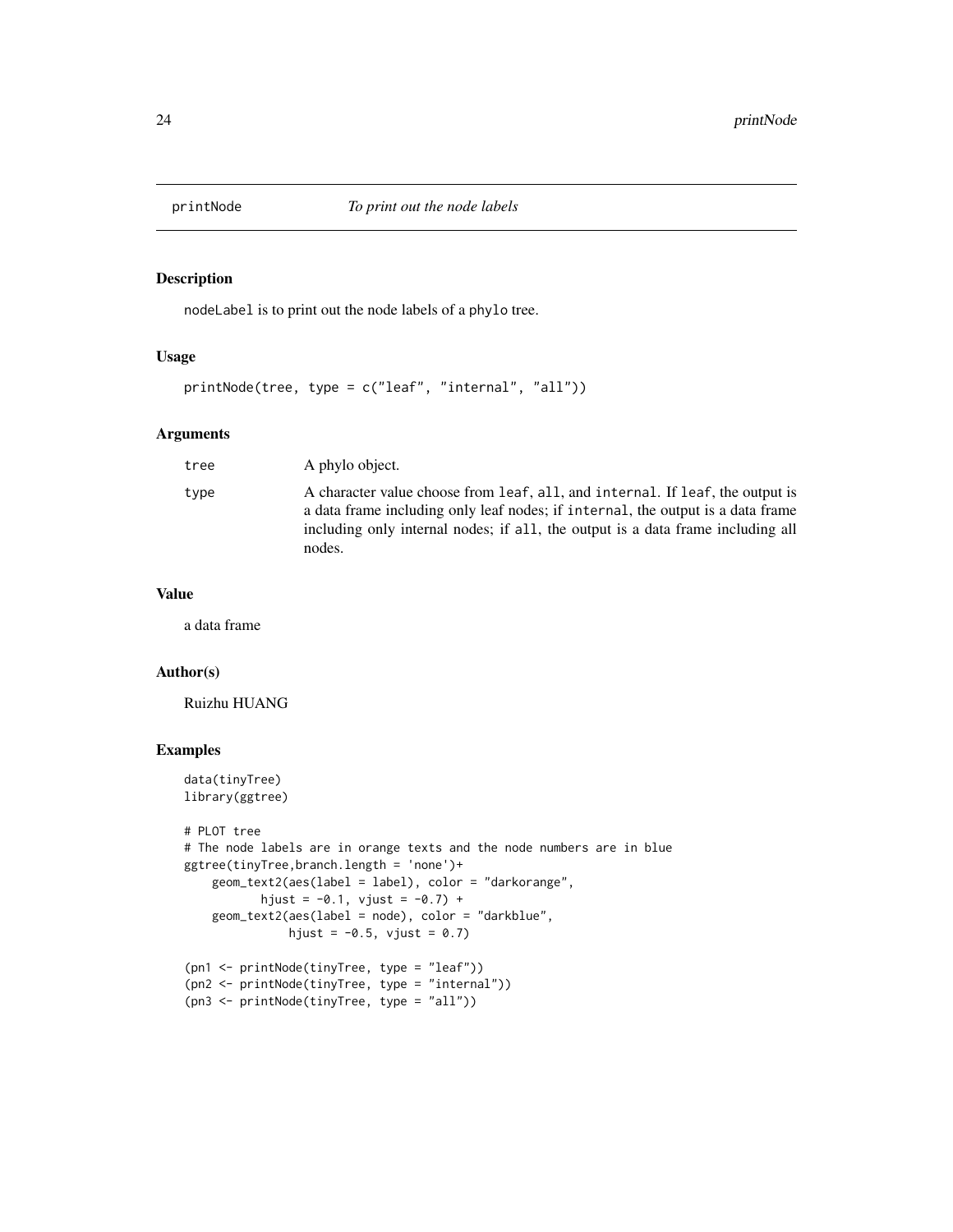# printNode — *To print out the node labels*

## Description

nodeLabel is to print out the node labels of a phylo tree.

## Usage

```
printNode(tree, type = c("leaf", "internal", "all"))
```

## Arguments

| | |
|---|---|
| tree | A phylo object. |
| type | A character value choose from leaf, all, and internal. If leaf, the output is a data frame including only leaf nodes; if internal, the output is a data frame including only internal nodes; if all, the output is a data frame including all nodes. |

## Value

a data frame

## Author(s)

Ruizhu HUANG

## Examples

```
data(tinyTree)
library(ggtree)

# PLOT tree
# The node labels are in orange texts and the node numbers are in blue
ggtree(tinyTree,branch.length = 'none')+
    geom_text2(aes(label = label), color = "darkorange",
           hjust = -0.1, vjust = -0.7) +
    geom_text2(aes(label = node), color = "darkblue",
               hjust = -0.5, vjust = 0.7)

(pn1 <- printNode(tinyTree, type = "leaf"))
(pn2 <- printNode(tinyTree, type = "internal"))
(pn3 <- printNode(tinyTree, type = "all"))
```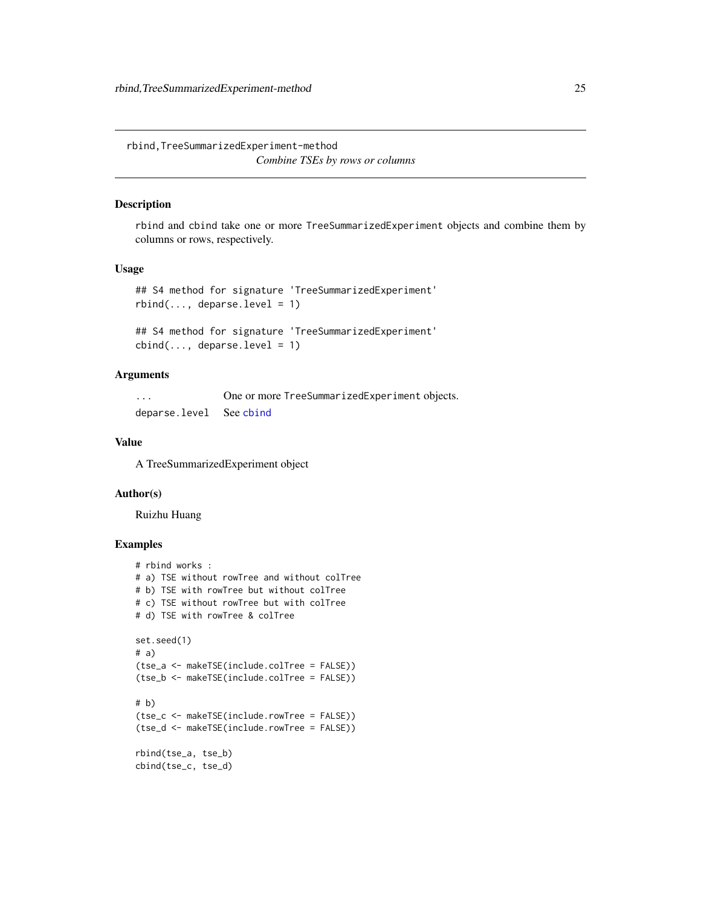rbind,TreeSummarizedExperiment-method

*Combine TSEs by rows or columns*

## Description

rbind and cbind take one or more TreeSummarizedExperiment objects and combine them by columns or rows, respectively.

## Usage

```
## S4 method for signature 'TreeSummarizedExperiment'
rbind(..., deparse.level = 1)

## S4 method for signature 'TreeSummarizedExperiment'
cbind(..., deparse.level = 1)
```

## Arguments

| | |
|---|---|
| ... | One or more TreeSummarizedExperiment objects. |
| deparse.level | See cbind |

## Value

A TreeSummarizedExperiment object

## Author(s)

Ruizhu Huang

## Examples

```
# rbind works :
# a) TSE without rowTree and without colTree
# b) TSE with rowTree but without colTree
# c) TSE without rowTree but with colTree
# d) TSE with rowTree & colTree

set.seed(1)
# a)
(tse_a <- makeTSE(include.colTree = FALSE))
(tse_b <- makeTSE(include.colTree = FALSE))

# b)
(tse_c <- makeTSE(include.rowTree = FALSE))
(tse_d <- makeTSE(include.rowTree = FALSE))

rbind(tse_a, tse_b)
cbind(tse_c, tse_d)
```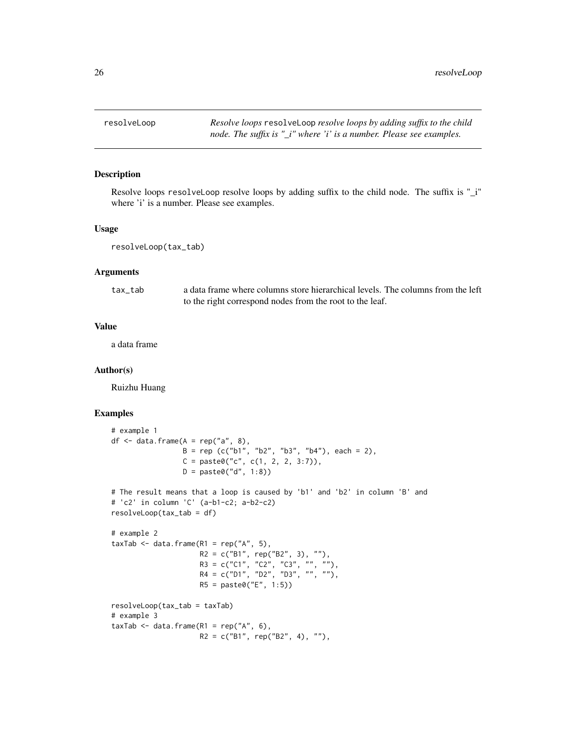resolveLop

*Resolve loops* `resolveLoop` *resolve loops by adding suffix to the child node. The suffix is "_i" where 'i' is a number. Please see examples.*

## Description

Resolve loops resolveLoop resolve loops by adding suffix to the child node. The suffix is "_i" where 'i' is a number. Please see examples.

## Usage

```
resolveLoop(tax_tab)
```

## Arguments

| | |
|---|---|
| tax_tab | a data frame where columns store hierarchical levels. The columns from the left to the right correspond nodes from the root to the leaf. |

## Value

a data frame

## Author(s)

Ruizhu Huang

## Examples

```
# example 1
df <- data.frame(A = rep("a", 8),
                 B = rep (c("b1", "b2", "b3", "b4"), each = 2),
                 C = paste0("c", c(1, 2, 2, 3:7)),
                 D = paste0("d", 1:8))

# The result means that a loop is caused by 'b1' and 'b2' in column 'B' and
# 'c2' in column 'C' (a-b1-c2; a-b2-c2)
resolveLoop(tax_tab = df)

# example 2
taxTab <- data.frame(R1 = rep("A", 5),
                     R2 = c("B1", rep("B2", 3), ""),
                     R3 = c("C1", "C2", "C3", "", ""),
                     R4 = c("D1", "D2", "D3", "", ""),
                     R5 = paste0("E", 1:5))

resolveLoop(tax_tab = taxTab)
# example 3
taxTab <- data.frame(R1 = rep("A", 6),
                     R2 = c("B1", rep("B2", 4), ""),
```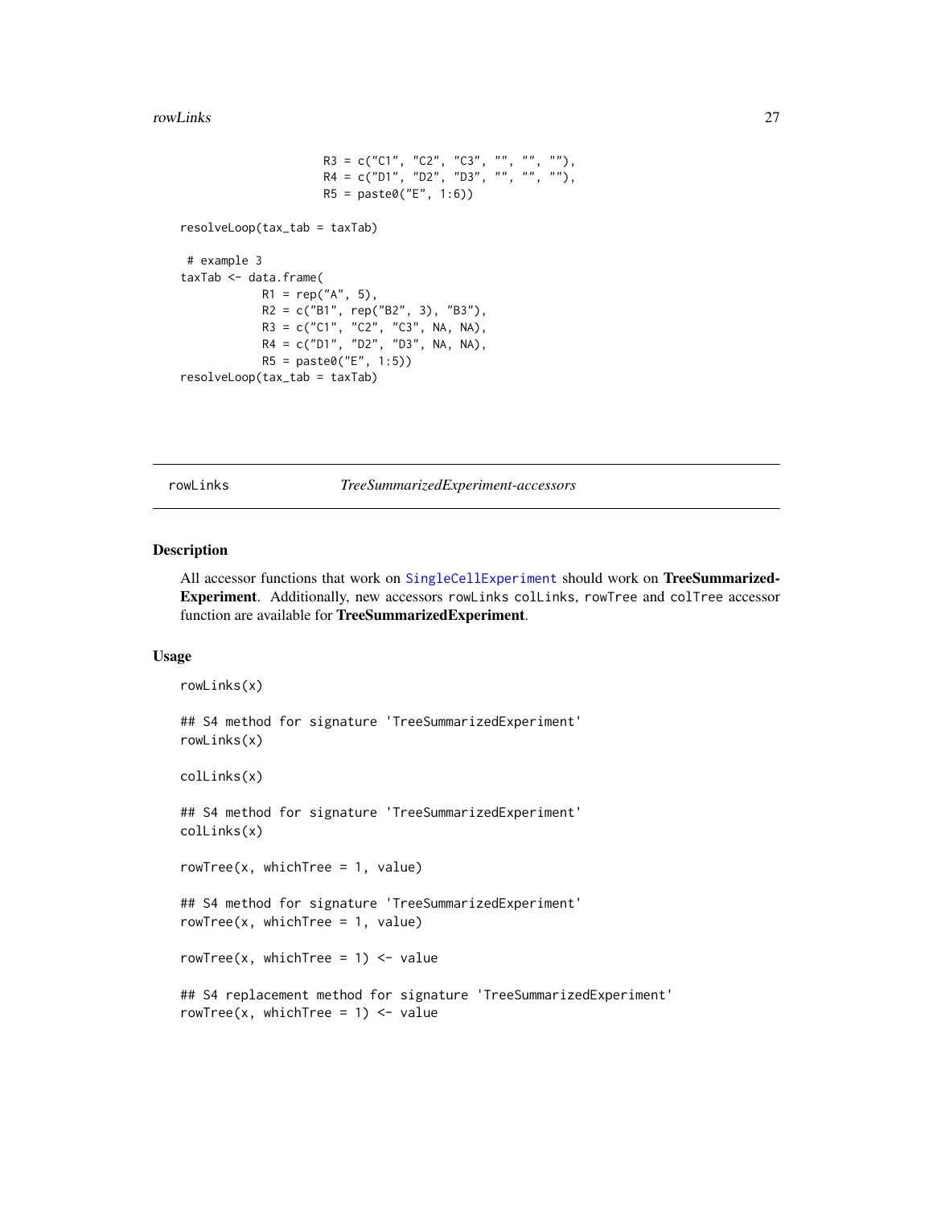```
                    R3 = c("C1", "C2", "C3", "", "", ""),
                    R4 = c("D1", "D2", "D3", "", "", ""),
                    R5 = paste0("E", 1:6))

resolveLoop(tax_tab = taxTab)

 # example 3
taxTab <- data.frame(
            R1 = rep("A", 5),
            R2 = c("B1", rep("B2", 3), "B3"),
            R3 = c("C1", "C2", "C3", NA, NA),
            R4 = c("D1", "D2", "D3", NA, NA),
            R5 = paste0("E", 1:5))
resolveLoop(tax_tab = taxTab)
```

---

rowLinks *TreeSummarizedExperiment-accessors*

---

## Description

All accessor functions that work on SingleCellExperiment should work on **TreeSummarizedExperiment**. Additionally, new accessors rowLinks colLinks, rowTree and colTree accessor function are available for **TreeSummarizedExperiment**.

## Usage

```
rowLinks(x)

## S4 method for signature 'TreeSummarizedExperiment'
rowLinks(x)

colLinks(x)

## S4 method for signature 'TreeSummarizedExperiment'
colLinks(x)

rowTree(x, whichTree = 1, value)

## S4 method for signature 'TreeSummarizedExperiment'
rowTree(x, whichTree = 1, value)

rowTree(x, whichTree = 1) <- value

## S4 replacement method for signature 'TreeSummarizedExperiment'
rowTree(x, whichTree = 1) <- value
```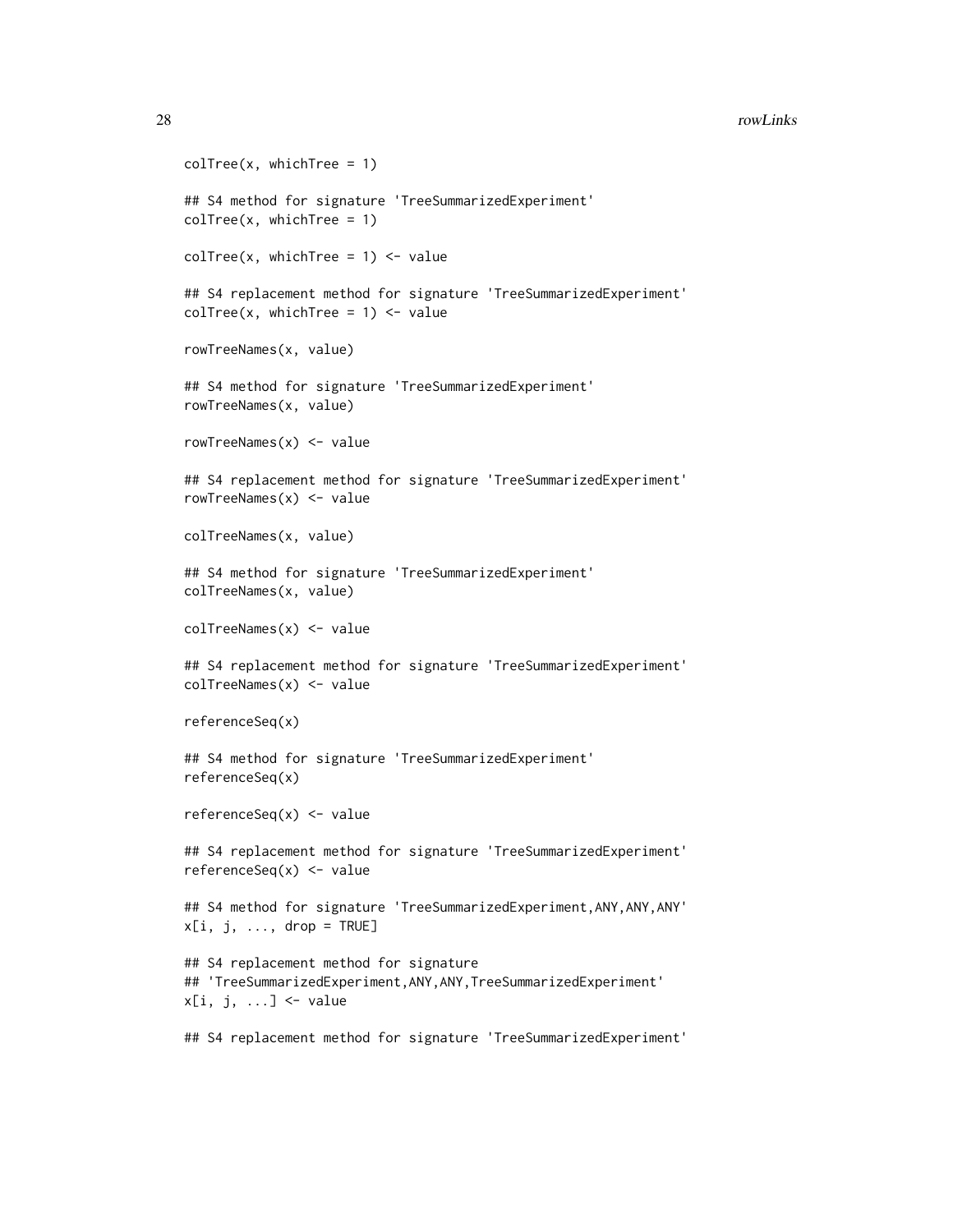```
colTree(x, whichTree = 1)

## S4 method for signature 'TreeSummarizedExperiment'
colTree(x, whichTree = 1)

colTree(x, whichTree = 1) <- value

## S4 replacement method for signature 'TreeSummarizedExperiment'
colTree(x, whichTree = 1) <- value

rowTreeNames(x, value)

## S4 method for signature 'TreeSummarizedExperiment'
rowTreeNames(x, value)

rowTreeNames(x) <- value

## S4 replacement method for signature 'TreeSummarizedExperiment'
rowTreeNames(x) <- value

colTreeNames(x, value)

## S4 method for signature 'TreeSummarizedExperiment'
colTreeNames(x, value)

colTreeNames(x) <- value

## S4 replacement method for signature 'TreeSummarizedExperiment'
colTreeNames(x) <- value

referenceSeq(x)

## S4 method for signature 'TreeSummarizedExperiment'
referenceSeq(x)

referenceSeq(x) <- value

## S4 replacement method for signature 'TreeSummarizedExperiment'
referenceSeq(x) <- value

## S4 method for signature 'TreeSummarizedExperiment,ANY,ANY,ANY'
x[i, j, ..., drop = TRUE]

## S4 replacement method for signature
## 'TreeSummarizedExperiment,ANY,ANY,TreeSummarizedExperiment'
x[i, j, ...] <- value

## S4 replacement method for signature 'TreeSummarizedExperiment'
```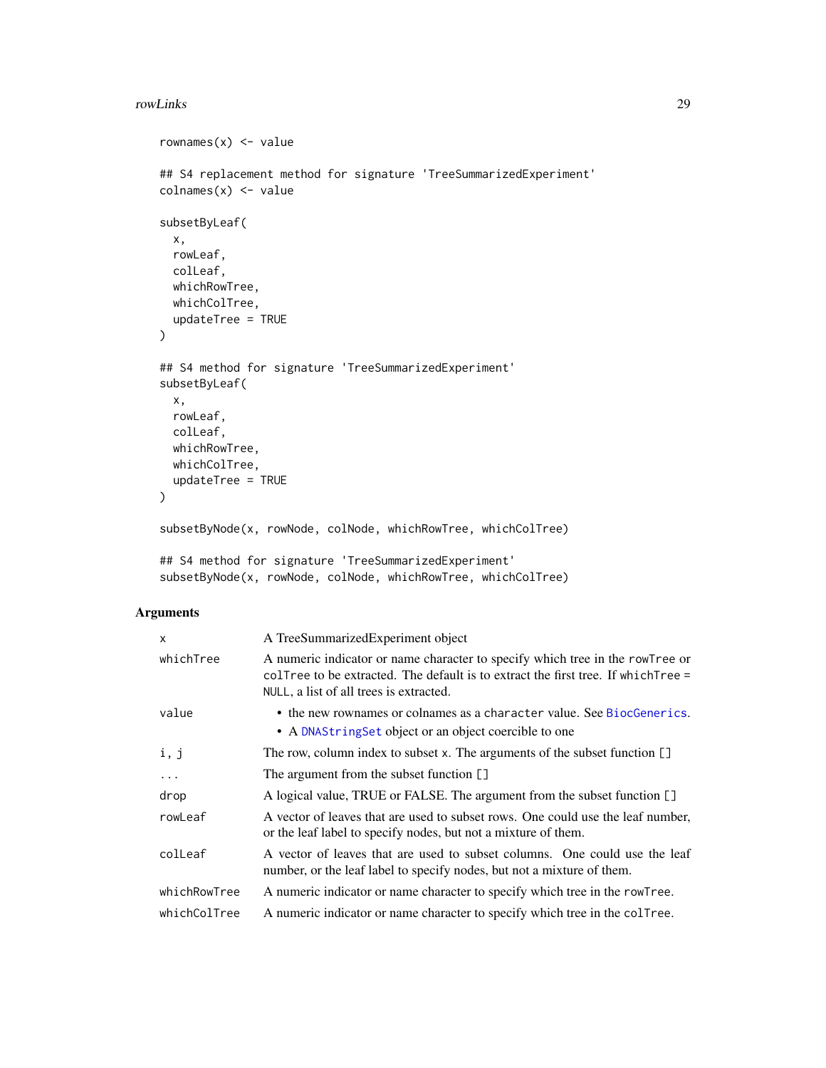```
rownames(x) <- value

## S4 replacement method for signature 'TreeSummarizedExperiment'
colnames(x) <- value

subsetByLeaf(
  x,
  rowLeaf,
  colLeaf,
  whichRowTree,
  whichColTree,
  updateTree = TRUE
)

## S4 method for signature 'TreeSummarizedExperiment'
subsetByLeaf(
  x,
  rowLeaf,
  colLeaf,
  whichRowTree,
  whichColTree,
  updateTree = TRUE
)

subsetByNode(x, rowNode, colNode, whichRowTree, whichColTree)

## S4 method for signature 'TreeSummarizedExperiment'
subsetByNode(x, rowNode, colNode, whichRowTree, whichColTree)
```

## Arguments

| | |
|---|---|
| `x` | A TreeSummarizedExperiment object |
| `whichTree` | A numeric indicator or name character to specify which tree in the `rowTree` or `colTree` to be extracted. The default is to extract the first tree. If `whichTree = NULL`, a list of all trees is extracted. |
| `value` | • the new rownames or colnames as a `character` value. See `BiocGenerics`. • A `DNAStringSet` object or an object coercible to one |
| `i, j` | The row, column index to subset `x`. The arguments of the subset function `[]` |
| `...` | The argument from the subset function `[]` |
| `drop` | A logical value, TRUE or FALSE. The argument from the subset function `[]` |
| `rowLeaf` | A vector of leaves that are used to subset rows. One could use the leaf number, or the leaf label to specify nodes, but not a mixture of them. |
| `colLeaf` | A vector of leaves that are used to subset columns. One could use the leaf number, or the leaf label to specify nodes, but not a mixture of them. |
| `whichRowTree` | A numeric indicator or name character to specify which tree in the `rowTree`. |
| `whichColTree` | A numeric indicator or name character to specify which tree in the `colTree`. |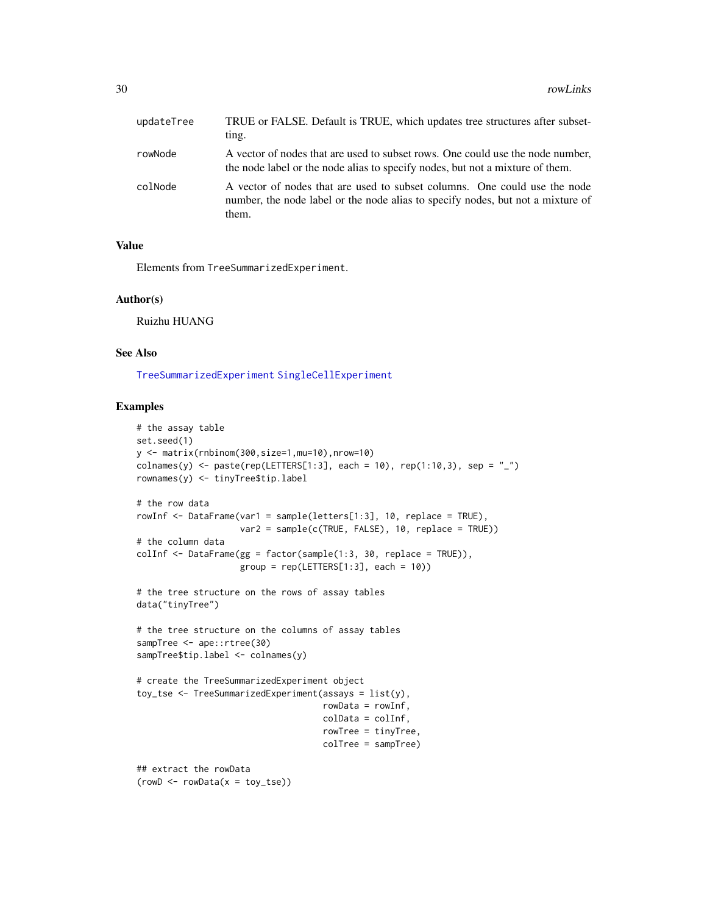| | |
|---|---|
| updateTree | TRUE or FALSE. Default is TRUE, which updates tree structures after subsetting. |
| rowNode | A vector of nodes that are used to subset rows. One could use the node number, the node label or the node alias to specify nodes, but not a mixture of them. |
| colNode | A vector of nodes that are used to subset columns. One could use the node number, the node label or the node alias to specify nodes, but not a mixture of them. |

## Value

Elements from TreeSummarizedExperiment.

## Author(s)

Ruizhu HUANG

## See Also

TreeSummarizedExperiment SingleCellExperiment

## Examples

```
# the assay table
set.seed(1)
y <- matrix(rnbinom(300,size=1,mu=10),nrow=10)
colnames(y) <- paste(rep(LETTERS[1:3], each = 10), rep(1:10,3), sep = "_")
rownames(y) <- tinyTree$tip.label

# the row data
rowInf <- DataFrame(var1 = sample(letters[1:3], 10, replace = TRUE),
                    var2 = sample(c(TRUE, FALSE), 10, replace = TRUE))
# the column data
colInf <- DataFrame(gg = factor(sample(1:3, 30, replace = TRUE)),
                    group = rep(LETTERS[1:3], each = 10))

# the tree structure on the rows of assay tables
data("tinyTree")

# the tree structure on the columns of assay tables
sampTree <- ape::rtree(30)
sampTree$tip.label <- colnames(y)

# create the TreeSummarizedExperiment object
toy_tse <- TreeSummarizedExperiment(assays = list(y),
                                    rowData = rowInf,
                                    colData = colInf,
                                    rowTree = tinyTree,
                                    colTree = sampTree)

## extract the rowData
(rowD <- rowData(x = toy_tse))
```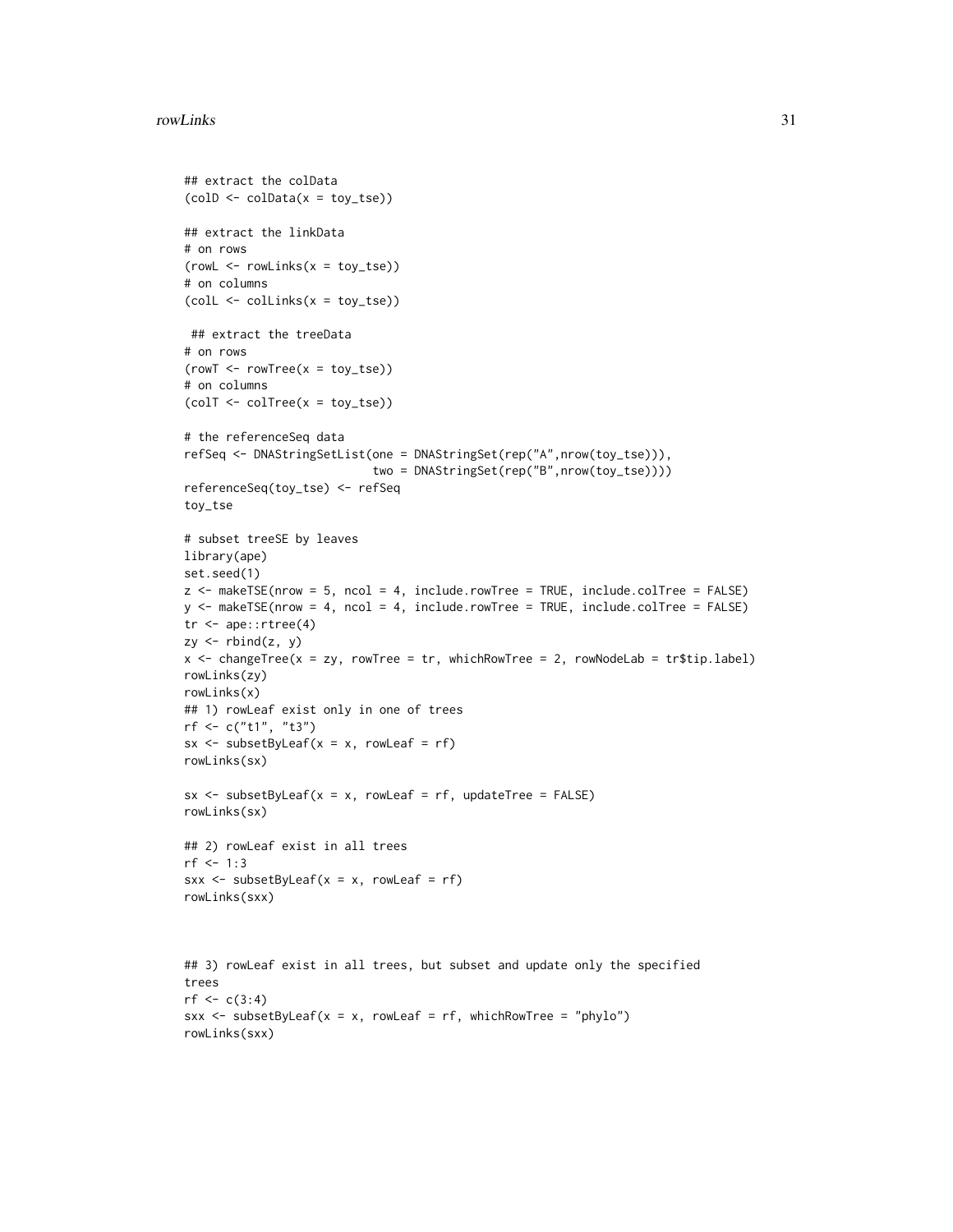```
## extract the colData
(colD <- colData(x = toy_tse))

## extract the linkData
# on rows
(rowL <- rowLinks(x = toy_tse))
# on columns
(colL <- colLinks(x = toy_tse))

 ## extract the treeData
# on rows
(rowT <- rowTree(x = toy_tse))
# on columns
(colT <- colTree(x = toy_tse))

# the referenceSeq data
refSeq <- DNAStringSetList(one = DNAStringSet(rep("A",nrow(toy_tse))),
                           two = DNAStringSet(rep("B",nrow(toy_tse))))
referenceSeq(toy_tse) <- refSeq
toy_tse

# subset treeSE by leaves
library(ape)
set.seed(1)
z <- makeTSE(nrow = 5, ncol = 4, include.rowTree = TRUE, include.colTree = FALSE)
y <- makeTSE(nrow = 4, ncol = 4, include.rowTree = TRUE, include.colTree = FALSE)
tr <- ape::rtree(4)
zy <- rbind(z, y)
x <- changeTree(x = zy, rowTree = tr, whichRowTree = 2, rowNodeLab = tr$tip.label)
rowLinks(zy)
rowLinks(x)
## 1) rowLeaf exist only in one of trees
rf <- c("t1", "t3")
sx <- subsetByLeaf(x = x, rowLeaf = rf)
rowLinks(sx)

sx <- subsetByLeaf(x = x, rowLeaf = rf, updateTree = FALSE)
rowLinks(sx)

## 2) rowLeaf exist in all trees
rf <- 1:3
sxx <- subsetByLeaf(x = x, rowLeaf = rf)
rowLinks(sxx)



## 3) rowLeaf exist in all trees, but subset and update only the specified
trees
rf <- c(3:4)
sxx <- subsetByLeaf(x = x, rowLeaf = rf, whichRowTree = "phylo")
rowLinks(sxx)
```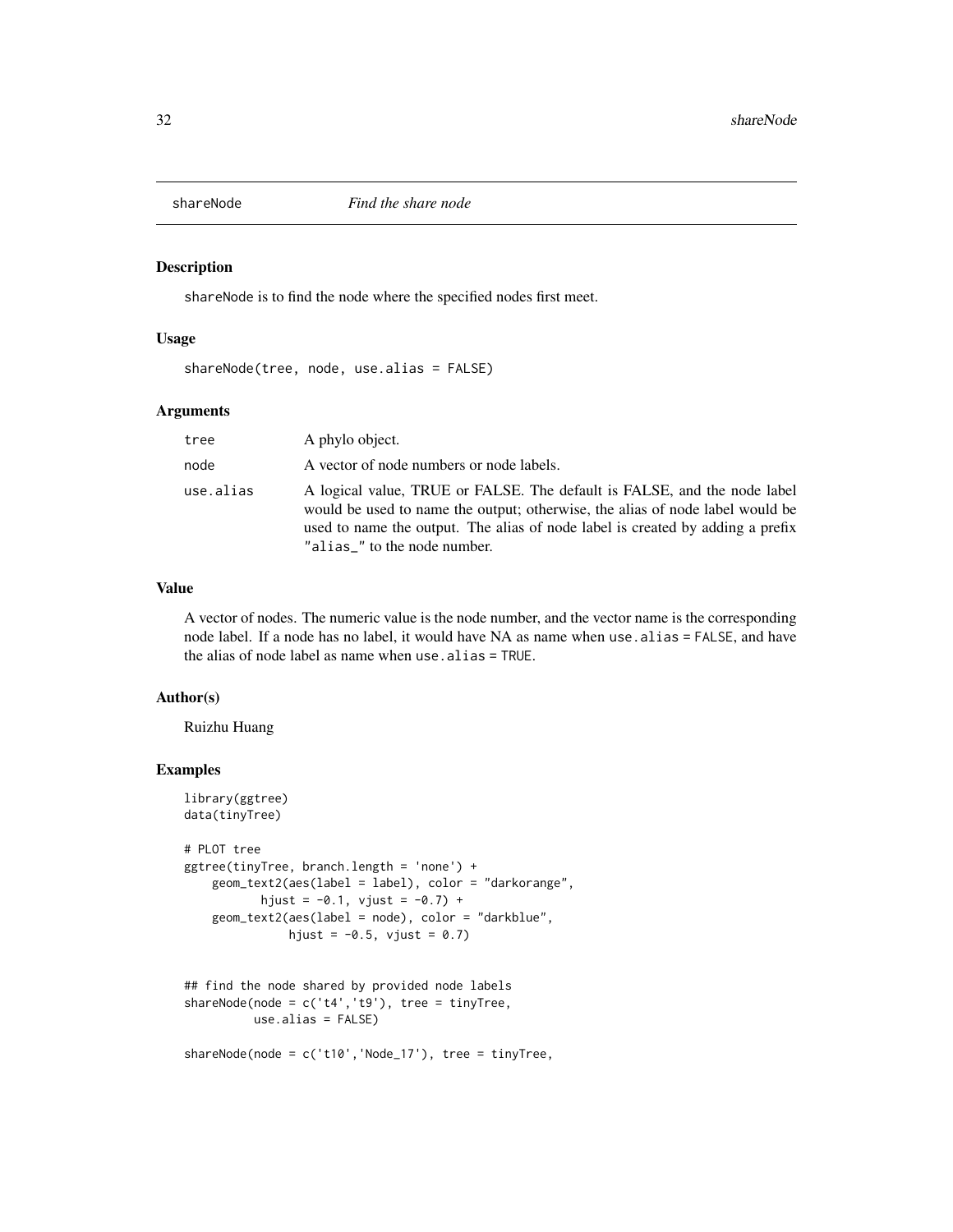# shareNode    *Find the share node*

## Description

shareNode is to find the node where the specified nodes first meet.

## Usage

```
shareNode(tree, node, use.alias = FALSE)
```

## Arguments

| | |
|---|---|
| tree | A phylo object. |
| node | A vector of node numbers or node labels. |
| use.alias | A logical value, TRUE or FALSE. The default is FALSE, and the node label would be used to name the output; otherwise, the alias of node label would be used to name the output. The alias of node label is created by adding a prefix "alias_" to the node number. |

## Value

A vector of nodes. The numeric value is the node number, and the vector name is the corresponding node label. If a node has no label, it would have NA as name when `use.alias = FALSE`, and have the alias of node label as name when `use.alias = TRUE`.

## Author(s)

Ruizhu Huang

## Examples

```
library(ggtree)
data(tinyTree)

# PLOT tree
ggtree(tinyTree, branch.length = 'none') +
    geom_text2(aes(label = label), color = "darkorange",
          hjust = -0.1, vjust = -0.7) +
    geom_text2(aes(label = node), color = "darkblue",
               hjust = -0.5, vjust = 0.7)


## find the node shared by provided node labels
shareNode(node = c('t4','t9'), tree = tinyTree,
          use.alias = FALSE)

shareNode(node = c('t10','Node_17'), tree = tinyTree,
```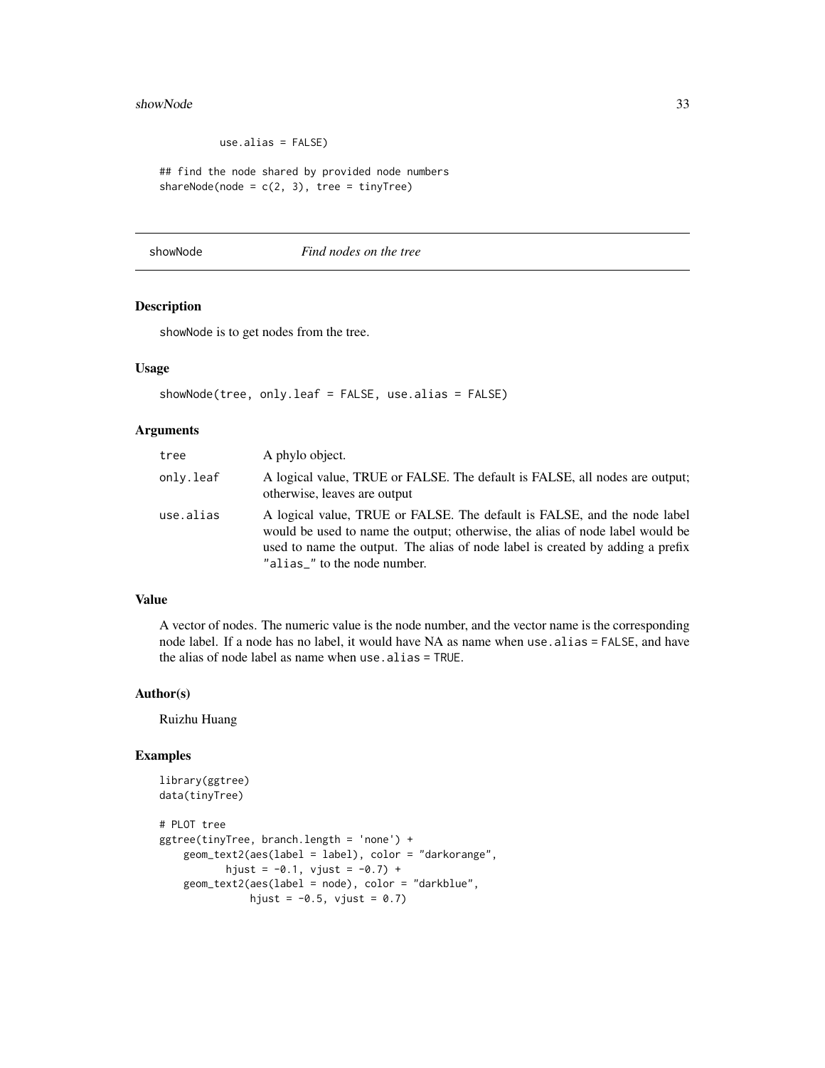```
          use.alias = FALSE)

## find the node shared by provided node numbers
shareNode(node = c(2, 3), tree = tinyTree)
```

## showNode *Find nodes on the tree*

### Description

showNode is to get nodes from the tree.

### Usage

```
showNode(tree, only.leaf = FALSE, use.alias = FALSE)
```

### Arguments

| | |
|---|---|
| tree | A phylo object. |
| only.leaf | A logical value, TRUE or FALSE. The default is FALSE, all nodes are output; otherwise, leaves are output |
| use.alias | A logical value, TRUE or FALSE. The default is FALSE, and the node label would be used to name the output; otherwise, the alias of node label would be used to name the output. The alias of node label is created by adding a prefix "alias_" to the node number. |

### Value

A vector of nodes. The numeric value is the node number, and the vector name is the corresponding node label. If a node has no label, it would have NA as name when use.alias = FALSE, and have the alias of node label as name when use.alias = TRUE.

### Author(s)

Ruizhu Huang

### Examples

```
library(ggtree)
data(tinyTree)

# PLOT tree
ggtree(tinyTree, branch.length = 'none') +
    geom_text2(aes(label = label), color = "darkorange",
           hjust = -0.1, vjust = -0.7) +
    geom_text2(aes(label = node), color = "darkblue",
               hjust = -0.5, vjust = 0.7)
```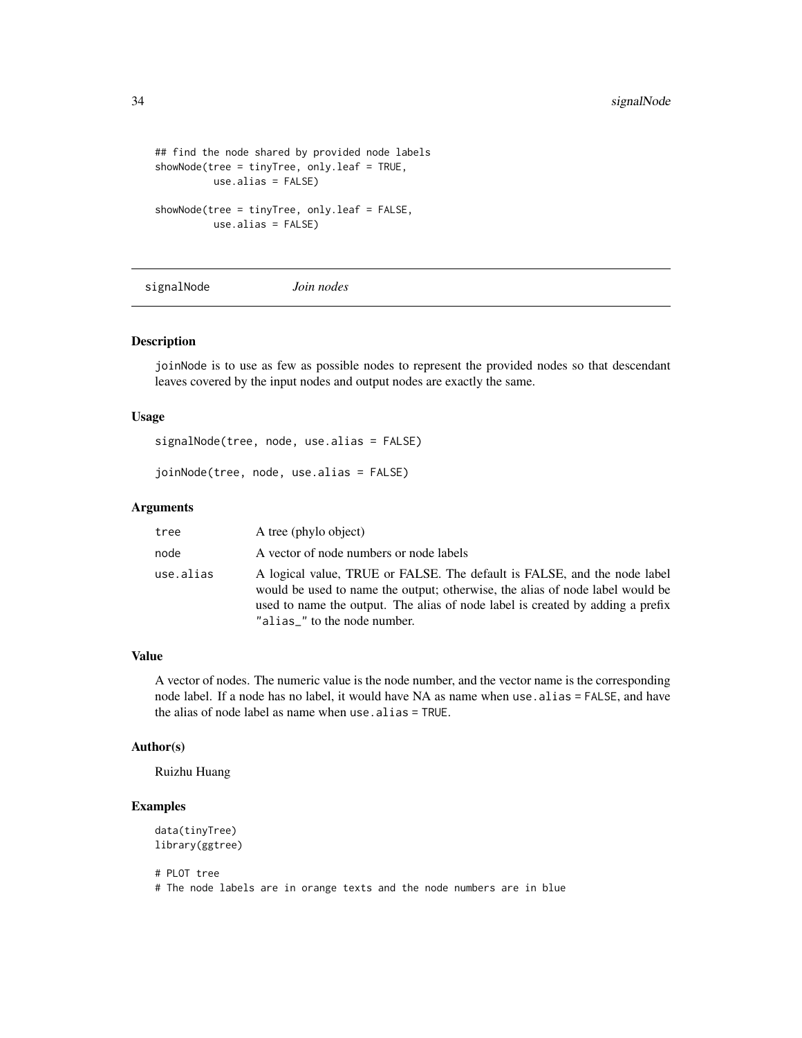```
## find the node shared by provided node labels
showNode(tree = tinyTree, only.leaf = TRUE,
         use.alias = FALSE)

showNode(tree = tinyTree, only.leaf = FALSE,
         use.alias = FALSE)
```

---

## signalNode *Join nodes*

---

### Description

joinNode is to use as few as possible nodes to represent the provided nodes so that descendant leaves covered by the input nodes and output nodes are exactly the same.

### Usage

```
signalNode(tree, node, use.alias = FALSE)

joinNode(tree, node, use.alias = FALSE)
```

### Arguments

| | |
|---|---|
| tree | A tree (phylo object) |
| node | A vector of node numbers or node labels |
| use.alias | A logical value, TRUE or FALSE. The default is FALSE, and the node label would be used to name the output; otherwise, the alias of node label would be used to name the output. The alias of node label is created by adding a prefix "alias_" to the node number. |

### Value

A vector of nodes. The numeric value is the node number, and the vector name is the corresponding node label. If a node has no label, it would have NA as name when use.alias = FALSE, and have the alias of node label as name when use.alias = TRUE.

### Author(s)

Ruizhu Huang

### Examples

```
data(tinyTree)
library(ggtree)

# PLOT tree
# The node labels are in orange texts and the node numbers are in blue
```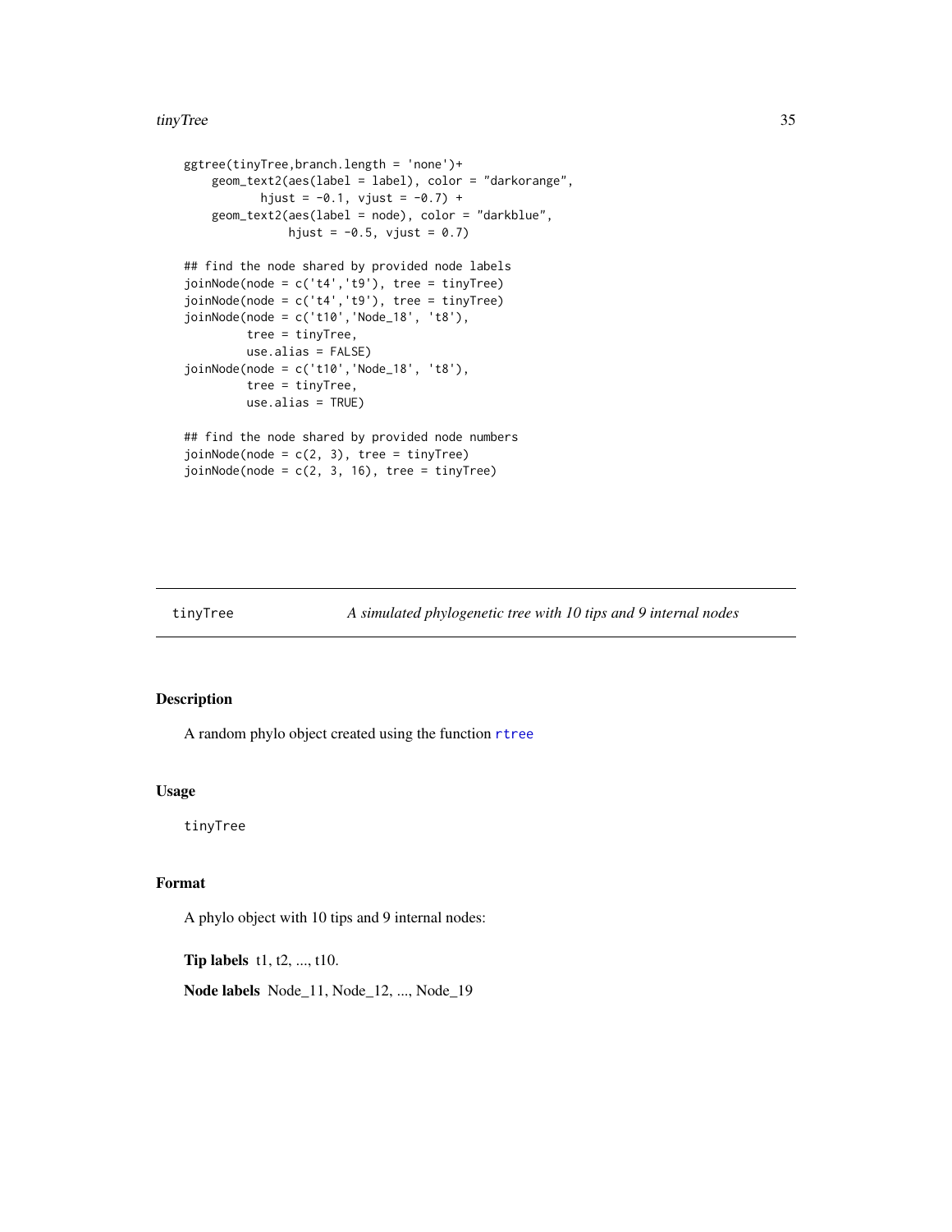```
ggtree(tinyTree,branch.length = 'none')+
    geom_text2(aes(label = label), color = "darkorange",
           hjust = -0.1, vjust = -0.7) +
    geom_text2(aes(label = node), color = "darkblue",
               hjust = -0.5, vjust = 0.7)

## find the node shared by provided node labels
joinNode(node = c('t4','t9'), tree = tinyTree)
joinNode(node = c('t4','t9'), tree = tinyTree)
joinNode(node = c('t10','Node_18', 't8'),
         tree = tinyTree,
         use.alias = FALSE)
joinNode(node = c('t10','Node_18', 't8'),
         tree = tinyTree,
         use.alias = TRUE)

## find the node shared by provided node numbers
joinNode(node = c(2, 3), tree = tinyTree)
joinNode(node = c(2, 3, 16), tree = tinyTree)
```

---

## tinyTree — *A simulated phylogenetic tree with 10 tips and 9 internal nodes*

### Description

A random phylo object created using the function rtree

### Usage

```
tinyTree
```

### Format

A phylo object with 10 tips and 9 internal nodes:

**Tip labels** t1, t2, ..., t10.

**Node labels** Node_11, Node_12, ..., Node_19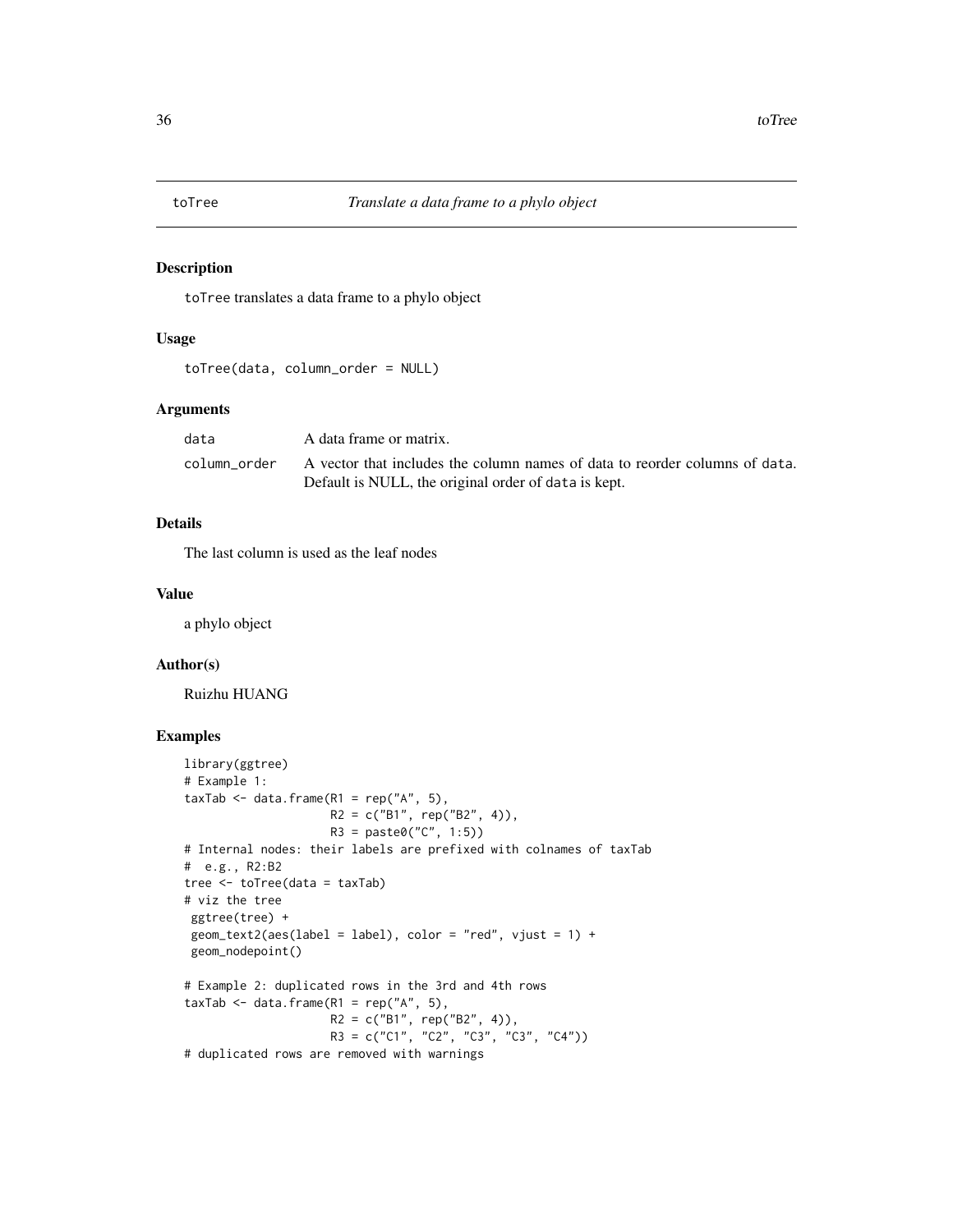# toTree — *Translate a data frame to a phylo object*

## Description

toTree translates a data frame to a phylo object

## Usage

```
toTree(data, column_order = NULL)
```

## Arguments

| | |
|---|---|
| data | A data frame or matrix. |
| column_order | A vector that includes the column names of data to reorder columns of data. Default is NULL, the original order of data is kept. |

## Details

The last column is used as the leaf nodes

## Value

a phylo object

## Author(s)

Ruizhu HUANG

## Examples

```
library(ggtree)
# Example 1:
taxTab <- data.frame(R1 = rep("A", 5),
                     R2 = c("B1", rep("B2", 4)),
                     R3 = paste0("C", 1:5))
# Internal nodes: their labels are prefixed with colnames of taxTab
#  e.g., R2:B2
tree <- toTree(data = taxTab)
# viz the tree
 ggtree(tree) +
 geom_text2(aes(label = label), color = "red", vjust = 1) +
 geom_nodepoint()

# Example 2: duplicated rows in the 3rd and 4th rows
taxTab <- data.frame(R1 = rep("A", 5),
                     R2 = c("B1", rep("B2", 4)),
                     R3 = c("C1", "C2", "C3", "C3", "C4"))
# duplicated rows are removed with warnings
```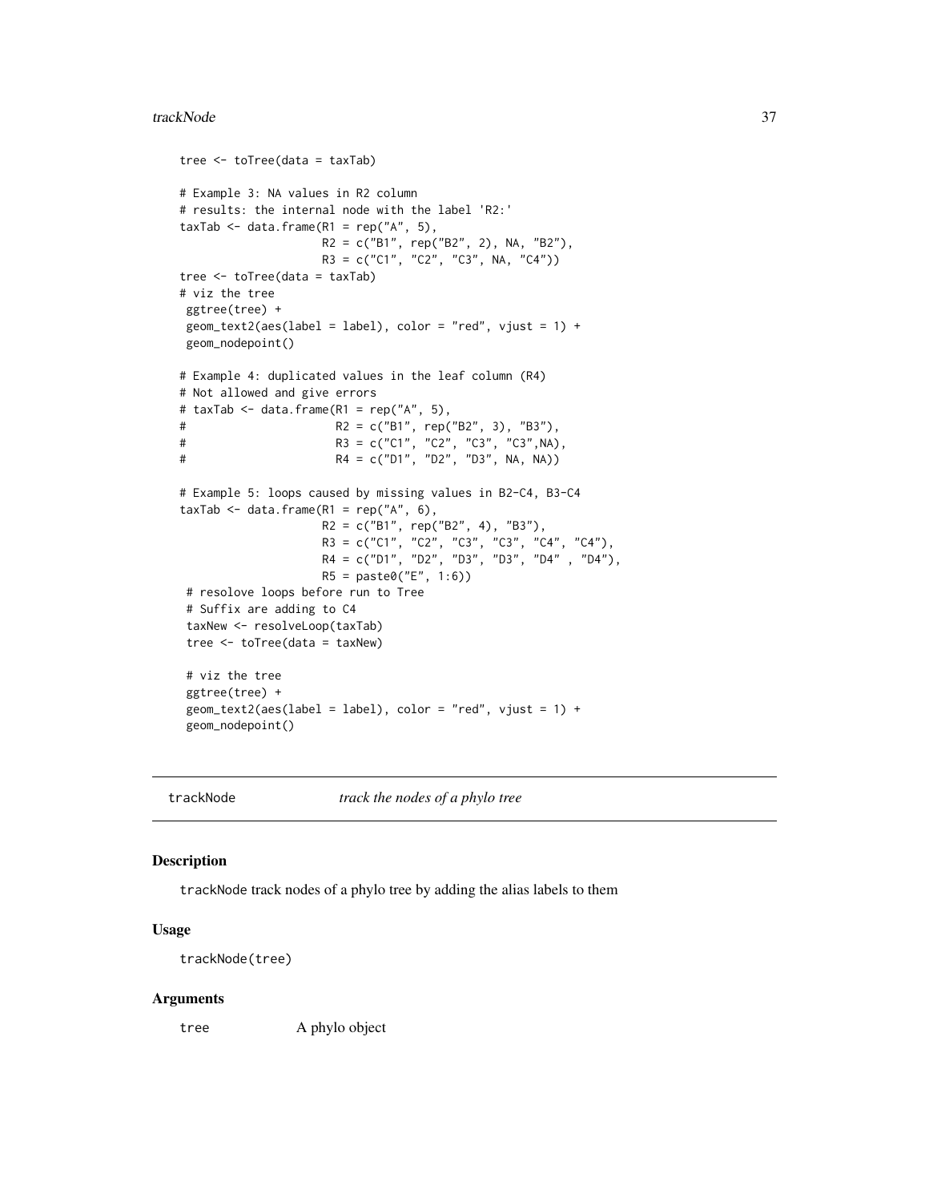```
tree <- toTree(data = taxTab)

# Example 3: NA values in R2 column
# results: the internal node with the label 'R2:'
taxTab <- data.frame(R1 = rep("A", 5),
                     R2 = c("B1", rep("B2", 2), NA, "B2"),
                     R3 = c("C1", "C2", "C3", NA, "C4"))
tree <- toTree(data = taxTab)
# viz the tree
 ggtree(tree) +
 geom_text2(aes(label = label), color = "red", vjust = 1) +
 geom_nodepoint()

# Example 4: duplicated values in the leaf column (R4)
# Not allowed and give errors
# taxTab <- data.frame(R1 = rep("A", 5),
#                      R2 = c("B1", rep("B2", 3), "B3"),
#                      R3 = c("C1", "C2", "C3", "C3",NA),
#                      R4 = c("D1", "D2", "D3", NA, NA))

# Example 5: loops caused by missing values in B2-C4, B3-C4
taxTab <- data.frame(R1 = rep("A", 6),
                     R2 = c("B1", rep("B2", 4), "B3"),
                     R3 = c("C1", "C2", "C3", "C3", "C4", "C4"),
                     R4 = c("D1", "D2", "D3", "D3", "D4" , "D4"),
                     R5 = paste0("E", 1:6))
 # resolove loops before run to Tree
 # Suffix are adding to C4
 taxNew <- resolveLoop(taxTab)
 tree <- toTree(data = taxNew)

 # viz the tree
 ggtree(tree) +
 geom_text2(aes(label = label), color = "red", vjust = 1) +
 geom_nodepoint()
```

## trackNode *track the nodes of a phylo tree*

### Description

trackNode track nodes of a phylo tree by adding the alias labels to them

### Usage

```
trackNode(tree)
```

### Arguments

| | |
|---|---|
| tree | A phylo object |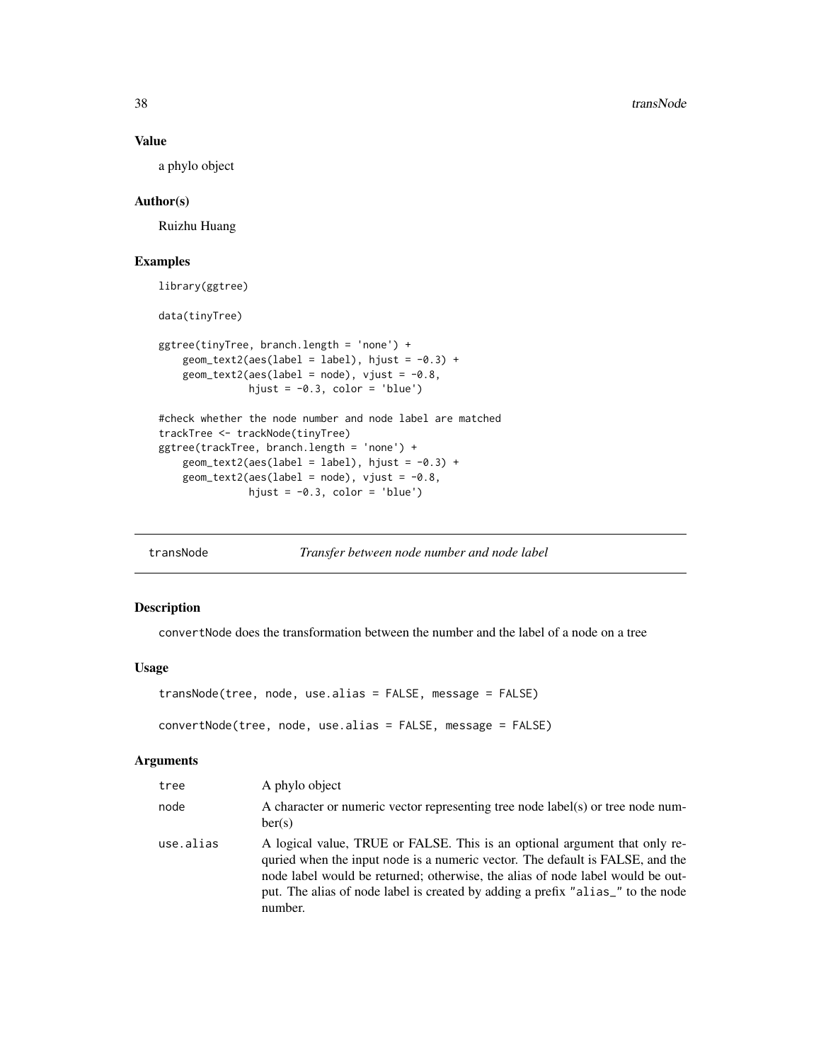## Value

a phylo object

## Author(s)

Ruizhu Huang

## Examples

```
library(ggtree)

data(tinyTree)

ggtree(tinyTree, branch.length = 'none') +
    geom_text2(aes(label = label), hjust = -0.3) +
    geom_text2(aes(label = node), vjust = -0.8,
               hjust = -0.3, color = 'blue')

#check whether the node number and node label are matched
trackTree <- trackNode(tinyTree)
ggtree(trackTree, branch.length = 'none') +
    geom_text2(aes(label = label), hjust = -0.3) +
    geom_text2(aes(label = node), vjust = -0.8,
               hjust = -0.3, color = 'blue')
```

---

# transNode    *Transfer between node number and node label*

---

## Description

convertNode does the transformation between the number and the label of a node on a tree

## Usage

```
transNode(tree, node, use.alias = FALSE, message = FALSE)

convertNode(tree, node, use.alias = FALSE, message = FALSE)
```

## Arguments

| | |
|---|---|
| tree | A phylo object |
| node | A character or numeric vector representing tree node label(s) or tree node number(s) |
| use.alias | A logical value, TRUE or FALSE. This is an optional argument that only requried when the input node is a numeric vector. The default is FALSE, and the node label would be returned; otherwise, the alias of node label would be output. The alias of node label is created by adding a prefix "alias_" to the node number. |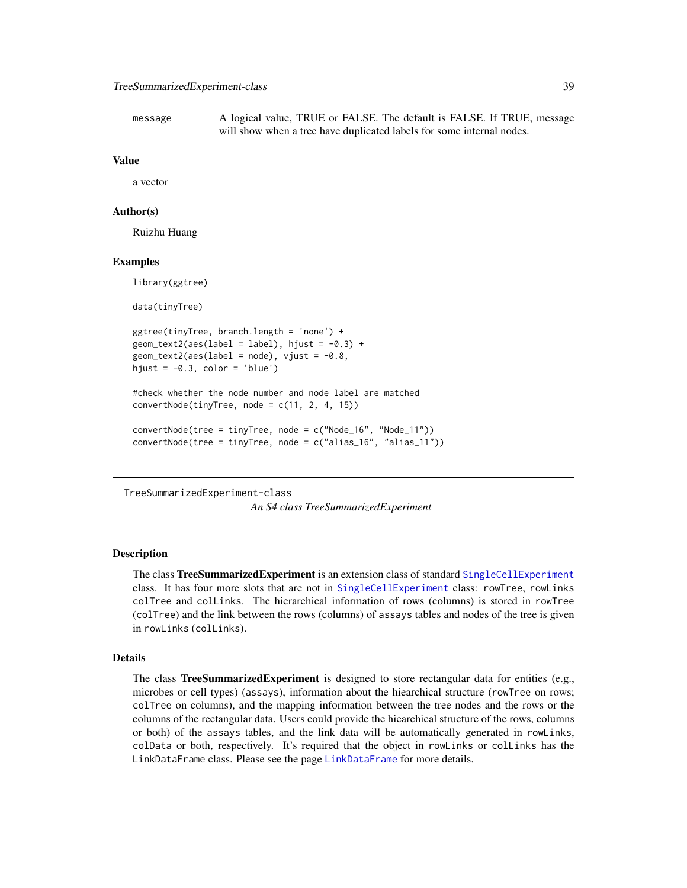| | |
|---|---|
| message | A logical value, TRUE or FALSE. The default is FALSE. If TRUE, message will show when a tree have duplicated labels for some internal nodes. |

### Value

a vector

### Author(s)

Ruizhu Huang

### Examples

```
library(ggtree)

data(tinyTree)

ggtree(tinyTree, branch.length = 'none') +
geom_text2(aes(label = label), hjust = -0.3) +
geom_text2(aes(label = node), vjust = -0.8,
hjust = -0.3, color = 'blue')

#check whether the node number and node label are matched
convertNode(tinyTree, node = c(11, 2, 4, 15))

convertNode(tree = tinyTree, node = c("Node_16", "Node_11"))
convertNode(tree = tinyTree, node = c("alias_16", "alias_11"))
```

---

## TreeSummarizedExperiment-class

*An S4 class TreeSummarizedExperiment*

### Description

The class **TreeSummarizedExperiment** is an extension class of standard SingleCellExperiment class. It has four more slots that are not in SingleCellExperiment class: rowTree, rowLinks colTree and colLinks. The hierarchical information of rows (columns) is stored in rowTree (colTree) and the link between the rows (columns) of assays tables and nodes of the tree is given in rowLinks (colLinks).

### Details

The class **TreeSummarizedExperiment** is designed to store rectangular data for entities (e.g., microbes or cell types) (assays), information about the hiearchical structure (rowTree on rows; colTree on columns), and the mapping information between the tree nodes and the rows or the columns of the rectangular data. Users could provide the hiearchical structure of the rows, columns or both) of the assays tables, and the link data will be automatically generated in rowLinks, colData or both, respectively. It's required that the object in rowLinks or colLinks has the LinkDataFrame class. Please see the page LinkDataFrame for more details.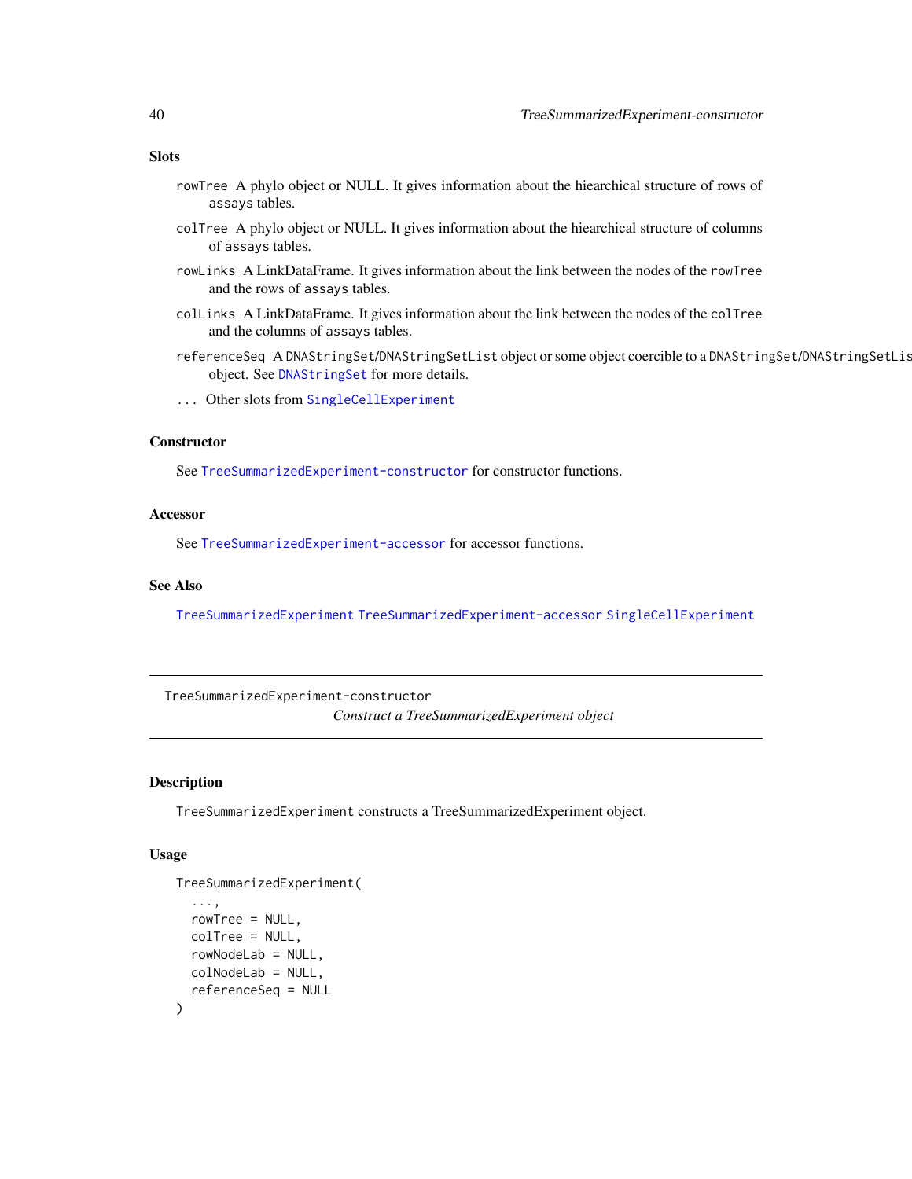### Slots

- `rowTree` A phylo object or NULL. It gives information about the hiearchical structure of rows of `assays` tables.
- `colTree` A phylo object or NULL. It gives information about the hiearchical structure of columns of `assays` tables.
- `rowLinks` A LinkDataFrame. It gives information about the link between the nodes of the `rowTree` and the rows of `assays` tables.
- `colLinks` A LinkDataFrame. It gives information about the link between the nodes of the `colTree` and the columns of `assays` tables.
- `referenceSeq` A `DNAStringSet`/`DNAStringSetList` object or some object coercible to a `DNAStringSet`/`DNAStringSetList` object. See `DNAStringSet` for more details.
- `...` Other slots from `SingleCellExperiment`

### Constructor

See `TreeSummarizedExperiment-constructor` for constructor functions.

### Accessor

See `TreeSummarizedExperiment-accessor` for accessor functions.

### See Also

`TreeSummarizedExperiment` `TreeSummarizedExperiment-accessor` `SingleCellExperiment`

---

## TreeSummarizedExperiment-constructor

*Construct a TreeSummarizedExperiment object*

---

### Description

`TreeSummarizedExperiment` constructs a TreeSummarizedExperiment object.

### Usage

```
TreeSummarizedExperiment(
  ...,
  rowTree = NULL,
  colTree = NULL,
  rowNodeLab = NULL,
  colNodeLab = NULL,
  referenceSeq = NULL
)
```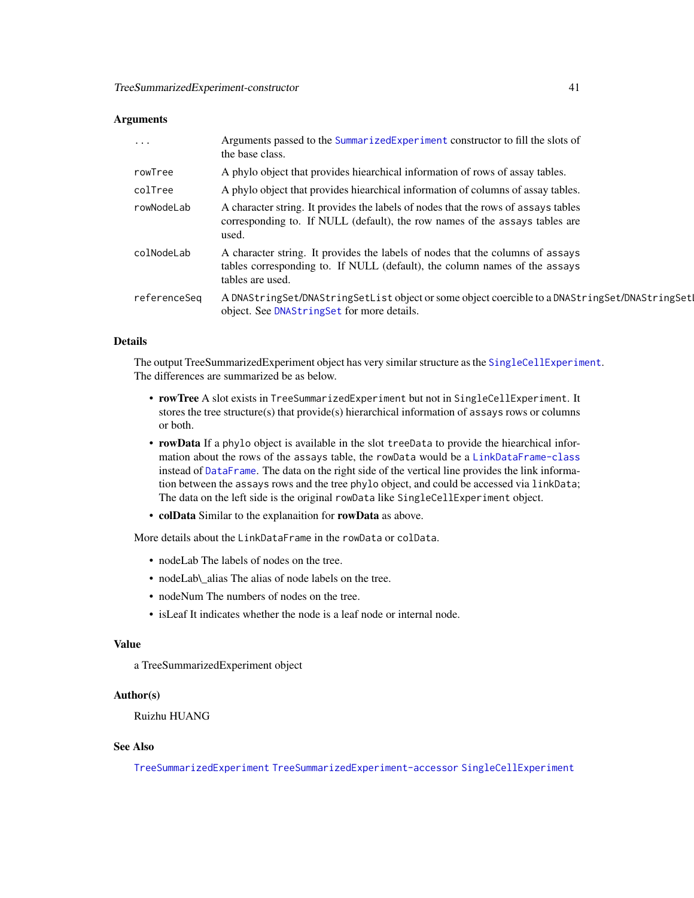## Arguments

| | |
|---|---|
| ... | Arguments passed to the SummarizedExperiment constructor to fill the slots of the base class. |
| rowTree | A phylo object that provides hiearchical information of rows of assay tables. |
| colTree | A phylo object that provides hiearchical information of columns of assay tables. |
| rowNodeLab | A character string. It provides the labels of nodes that the rows of assays tables corresponding to. If NULL (default), the row names of the assays tables are used. |
| colNodeLab | A character string. It provides the labels of nodes that the columns of assays tables corresponding to. If NULL (default), the column names of the assays tables are used. |
| referenceSeq | A DNAStringSet/DNAStringSetList object or some object coercible to a DNAStringSet/DNAStringSetL object. See DNAStringSet for more details. |

## Details

The output TreeSummarizedExperiment object has very similar structure as the SingleCellExperiment. The differences are summarized be as below.

- **rowTree** A slot exists in TreeSummarizedExperiment but not in SingleCellExperiment. It stores the tree structure(s) that provide(s) hierarchical information of assays rows or columns or both.
- **rowData** If a phylo object is available in the slot treeData to provide the hiearchical information about the rows of the assays table, the rowData would be a LinkDataFrame-class instead of DataFrame. The data on the right side of the vertical line provides the link information between the assays rows and the tree phylo object, and could be accessed via linkData; The data on the left side is the original rowData like SingleCellExperiment object.
- **colData** Similar to the explanaition for **rowData** as above.

More details about the LinkDataFrame in the rowData or colData.

- nodeLab The labels of nodes on the tree.
- nodeLab\_alias The alias of node labels on the tree.
- nodeNum The numbers of nodes on the tree.
- isLeaf It indicates whether the node is a leaf node or internal node.

## Value

a TreeSummarizedExperiment object

## Author(s)

Ruizhu HUANG

## See Also

TreeSummarizedExperiment TreeSummarizedExperiment-accessor SingleCellExperiment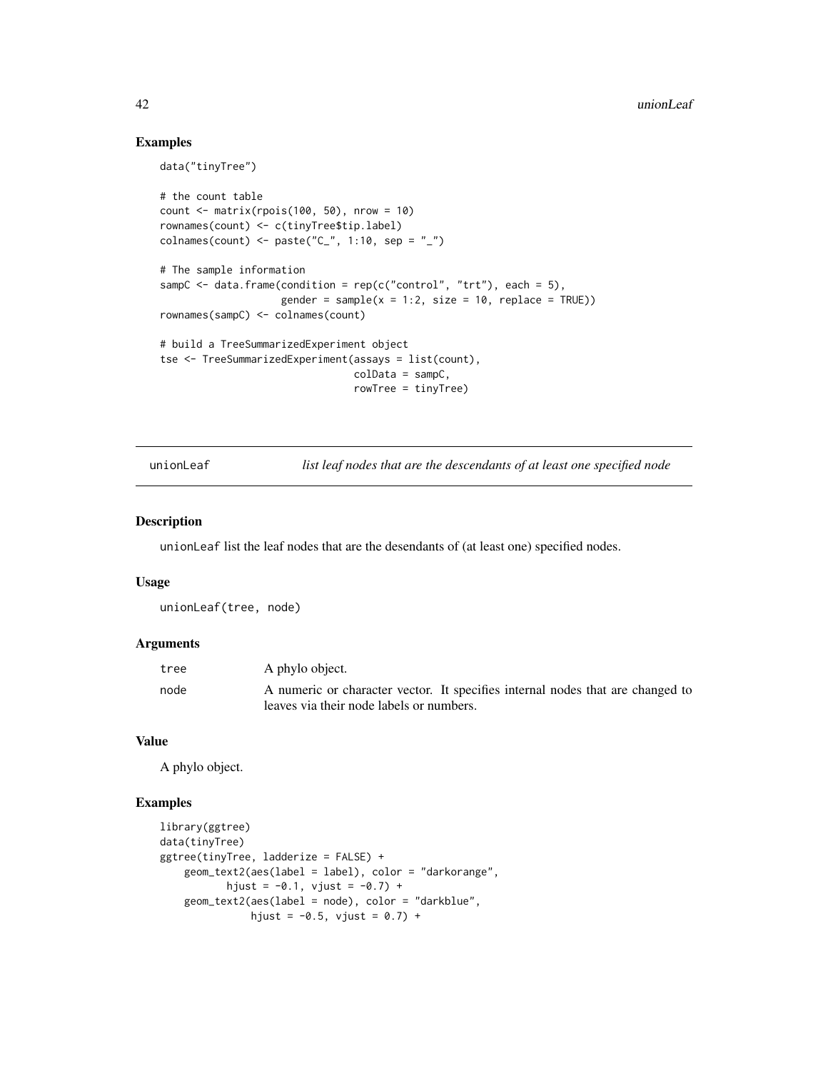## Examples

```
data("tinyTree")

# the count table
count <- matrix(rpois(100, 50), nrow = 10)
rownames(count) <- c(tinyTree$tip.label)
colnames(count) <- paste("C_", 1:10, sep = "_")

# The sample information
sampC <- data.frame(condition = rep(c("control", "trt"), each = 5),
                    gender = sample(x = 1:2, size = 10, replace = TRUE))
rownames(sampC) <- colnames(count)

# build a TreeSummarizedExperiment object
tse <- TreeSummarizedExperiment(assays = list(count),
                                colData = sampC,
                                rowTree = tinyTree)
```

---

# unionLeaf — *list leaf nodes that are the descendants of at least one specified node*

---

## Description

unionLeaf list the leaf nodes that are the desendants of (at least one) specified nodes.

## Usage

```
unionLeaf(tree, node)
```

## Arguments

| | |
|---|---|
| tree | A phylo object. |
| node | A numeric or character vector. It specifies internal nodes that are changed to leaves via their node labels or numbers. |

## Value

A phylo object.

## Examples

```
library(ggtree)
data(tinyTree)
ggtree(tinyTree, ladderize = FALSE) +
    geom_text2(aes(label = label), color = "darkorange",
           hjust = -0.1, vjust = -0.7) +
    geom_text2(aes(label = node), color = "darkblue",
               hjust = -0.5, vjust = 0.7) +
```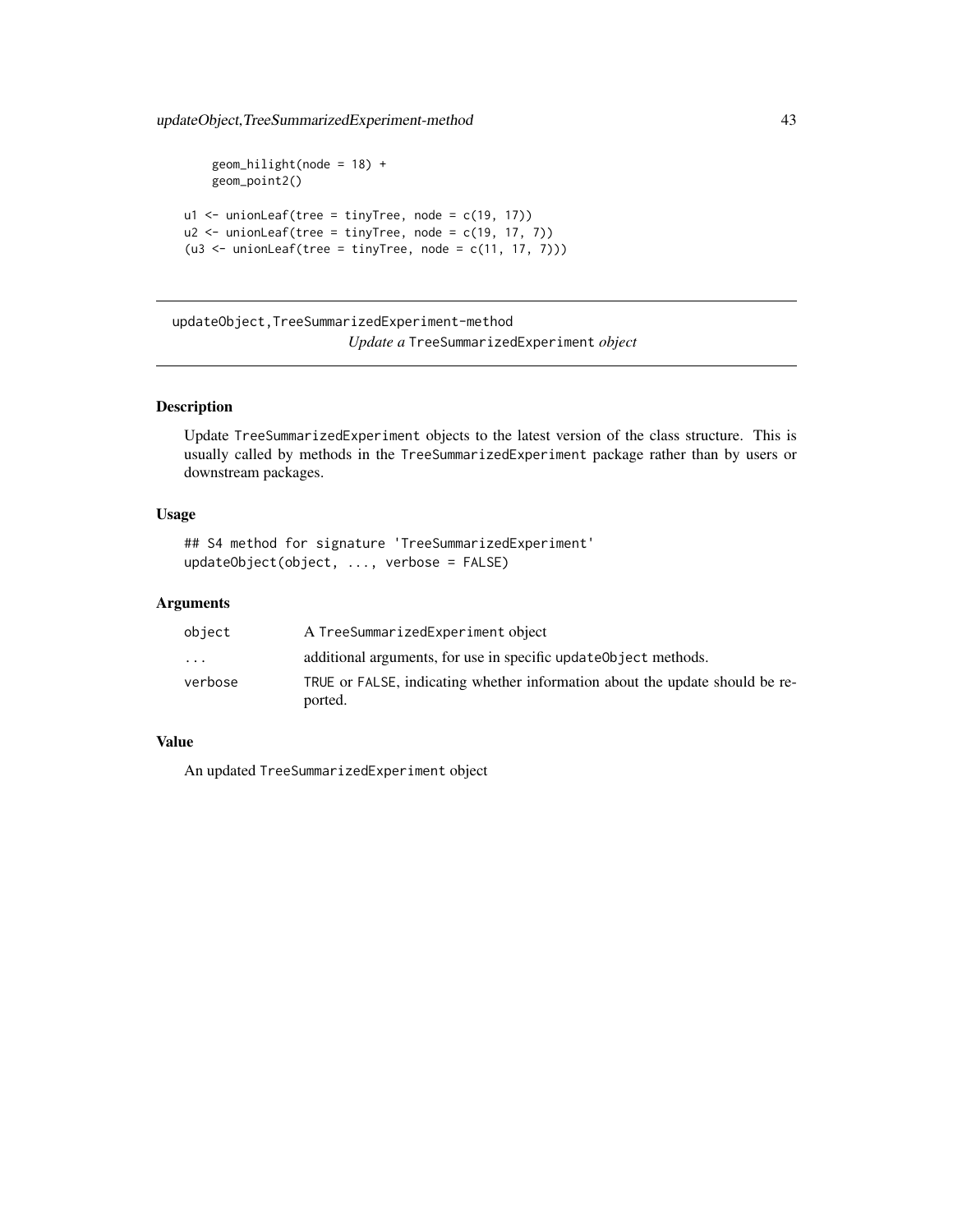```
    geom_hilight(node = 18) +
    geom_point2()

u1 <- unionLeaf(tree = tinyTree, node = c(19, 17))
u2 <- unionLeaf(tree = tinyTree, node = c(19, 17, 7))
(u3 <- unionLeaf(tree = tinyTree, node = c(11, 17, 7)))
```

## updateObject,TreeSummarizedExperiment-method

*Update a* `TreeSummarizedExperiment` *object*

### Description

Update `TreeSummarizedExperiment` objects to the latest version of the class structure. This is usually called by methods in the `TreeSummarizedExperiment` package rather than by users or downstream packages.

### Usage

```
## S4 method for signature 'TreeSummarizedExperiment'
updateObject(object, ..., verbose = FALSE)
```

### Arguments

| | |
|---|---|
| object | A `TreeSummarizedExperiment` object |
| ... | additional arguments, for use in specific `updateObject` methods. |
| verbose | `TRUE` or `FALSE`, indicating whether information about the update should be reported. |

### Value

An updated `TreeSummarizedExperiment` object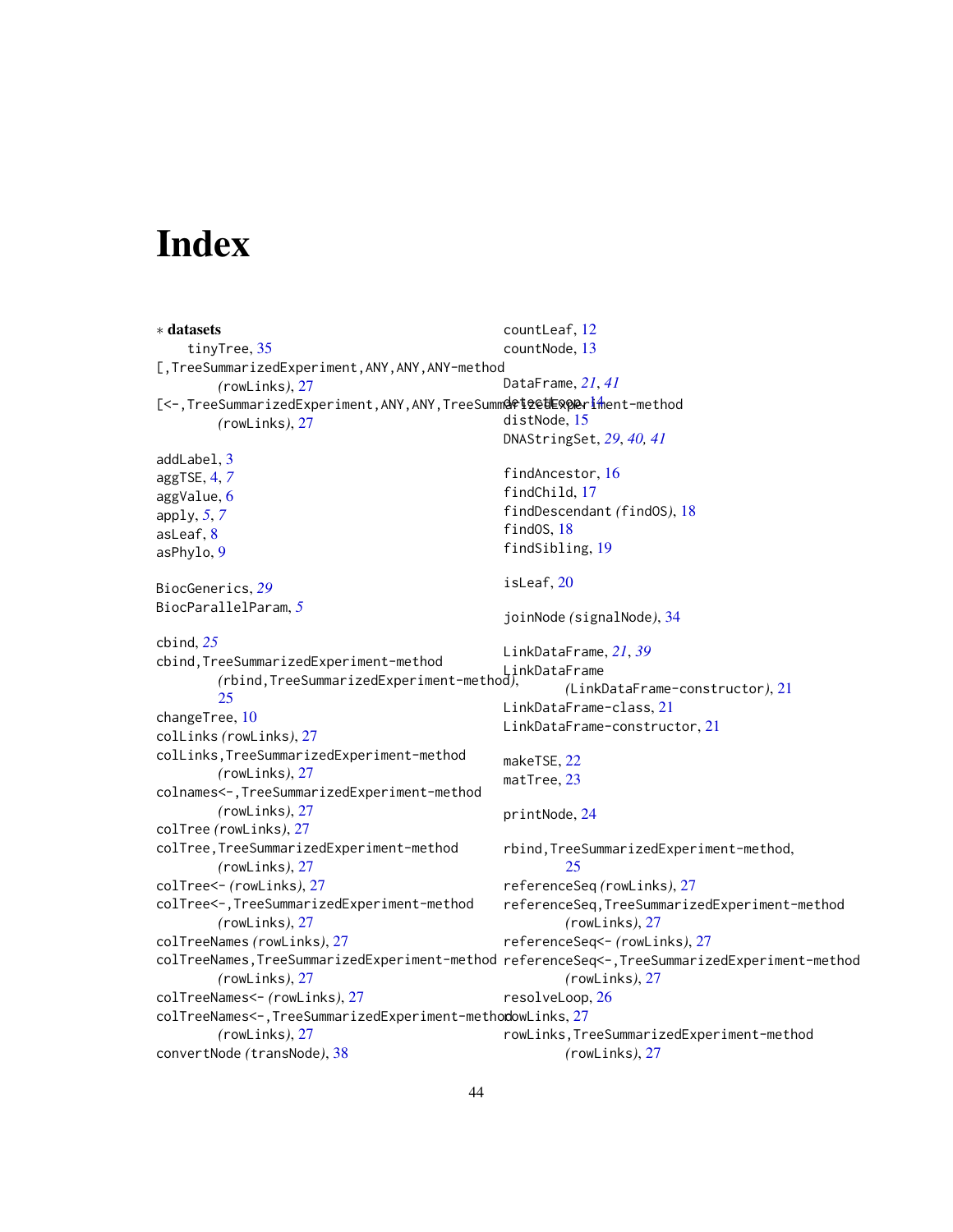# Index

∗ **datasets**
tinyTree, 35
[,TreeSummarizedExperiment,ANY,ANY,ANY-method
*(rowLinks)*, 27
[<-,TreeSummarizedExperiment,ANY,ANY,TreeSummarizedExperiment-method
*(rowLinks)*, 27

addLabel, 3
aggTSE, 4, *7*
aggValue, 6
apply, *5*, *7*
asLeaf, 8
asPhylo, 9

BiocGenerics, *29*
BiocParallelParam, *5*

cbind, *25*
cbind,TreeSummarizedExperiment-method
*(rbind,TreeSummarizedExperiment-method)*, 25
changeTree, 10
colLinks *(rowLinks)*, 27
colLinks,TreeSummarizedExperiment-method
*(rowLinks)*, 27
colnames<-,TreeSummarizedExperiment-method
*(rowLinks)*, 27
colTree *(rowLinks)*, 27
colTree,TreeSummarizedExperiment-method
*(rowLinks)*, 27
colTree<- *(rowLinks)*, 27
colTree<-,TreeSummarizedExperiment-method
*(rowLinks)*, 27
colTreeNames *(rowLinks)*, 27
colTreeNames,TreeSummarizedExperiment-method
*(rowLinks)*, 27
colTreeNames<- *(rowLinks)*, 27
colTreeNames<-,TreeSummarizedExperiment-method
*(rowLinks)*, 27
convertNode *(transNode)*, 38
countLeaf, 12
countNode, 13

DataFrame, *21*, *41*
detectLoop, 14
distNode, 15
DNAStringSet, *29*, *40, 41*

findAncestor, 16
findChild, 17
findDescendant *(findOS)*, 18
findOS, 18
findSibling, 19

isLeaf, 20

joinNode *(signalNode)*, 34

LinkDataFrame, *21*, *39*
LinkDataFrame
*(LinkDataFrame-constructor)*, 21
LinkDataFrame-class, 21
LinkDataFrame-constructor, 21

makeTSE, 22
matTree, 23

printNode, 24

rbind,TreeSummarizedExperiment-method, 25
referenceSeq *(rowLinks)*, 27
referenceSeq,TreeSummarizedExperiment-method
*(rowLinks)*, 27
referenceSeq<- *(rowLinks)*, 27
referenceSeq<-,TreeSummarizedExperiment-method
*(rowLinks)*, 27
resolveLoop, 26
rowLinks, 27
rowLinks,TreeSummarizedExperiment-method
*(rowLinks)*, 27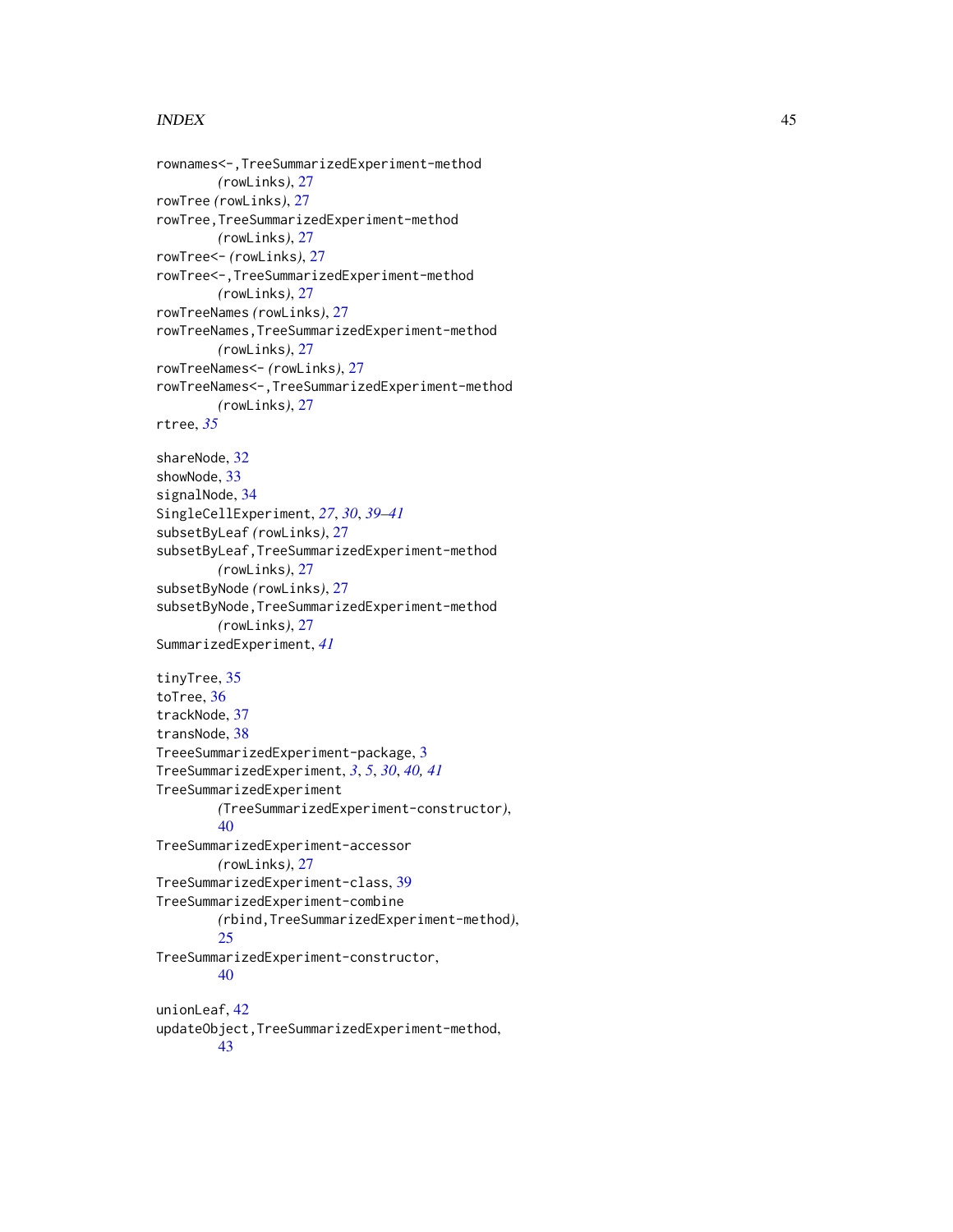rownames<-,TreeSummarizedExperiment-method
    (rowLinks), 27
rowTree (rowLinks), 27
rowTree,TreeSummarizedExperiment-method
    (rowLinks), 27
rowTree<- (rowLinks), 27
rowTree<-,TreeSummarizedExperiment-method
    (rowLinks), 27
rowTreeNames (rowLinks), 27
rowTreeNames,TreeSummarizedExperiment-method
    (rowLinks), 27
rowTreeNames<- (rowLinks), 27
rowTreeNames<-,TreeSummarizedExperiment-method
    (rowLinks), 27
rtree, *35*

shareNode, 32
showNode, 33
signalNode, 34
SingleCellExperiment, *27*, *30*, *39–41*
subsetByLeaf (rowLinks), 27
subsetByLeaf,TreeSummarizedExperiment-method
    (rowLinks), 27
subsetByNode (rowLinks), 27
subsetByNode,TreeSummarizedExperiment-method
    (rowLinks), 27
SummarizedExperiment, *41*

tinyTree, 35
toTree, 36
trackNode, 37
transNode, 38
TreeeSummarizedExperiment-package, 3
TreeSummarizedExperiment, *3*, *5*, *30*, *40, 41*
TreeSummarizedExperiment
    (TreeSummarizedExperiment-constructor),
    40
TreeSummarizedExperiment-accessor
    (rowLinks), 27
TreeSummarizedExperiment-class, 39
TreeSummarizedExperiment-combine
    (rbind,TreeSummarizedExperiment-method),
    25
TreeSummarizedExperiment-constructor,
    40

unionLeaf, 42
updateObject,TreeSummarizedExperiment-method,
    43